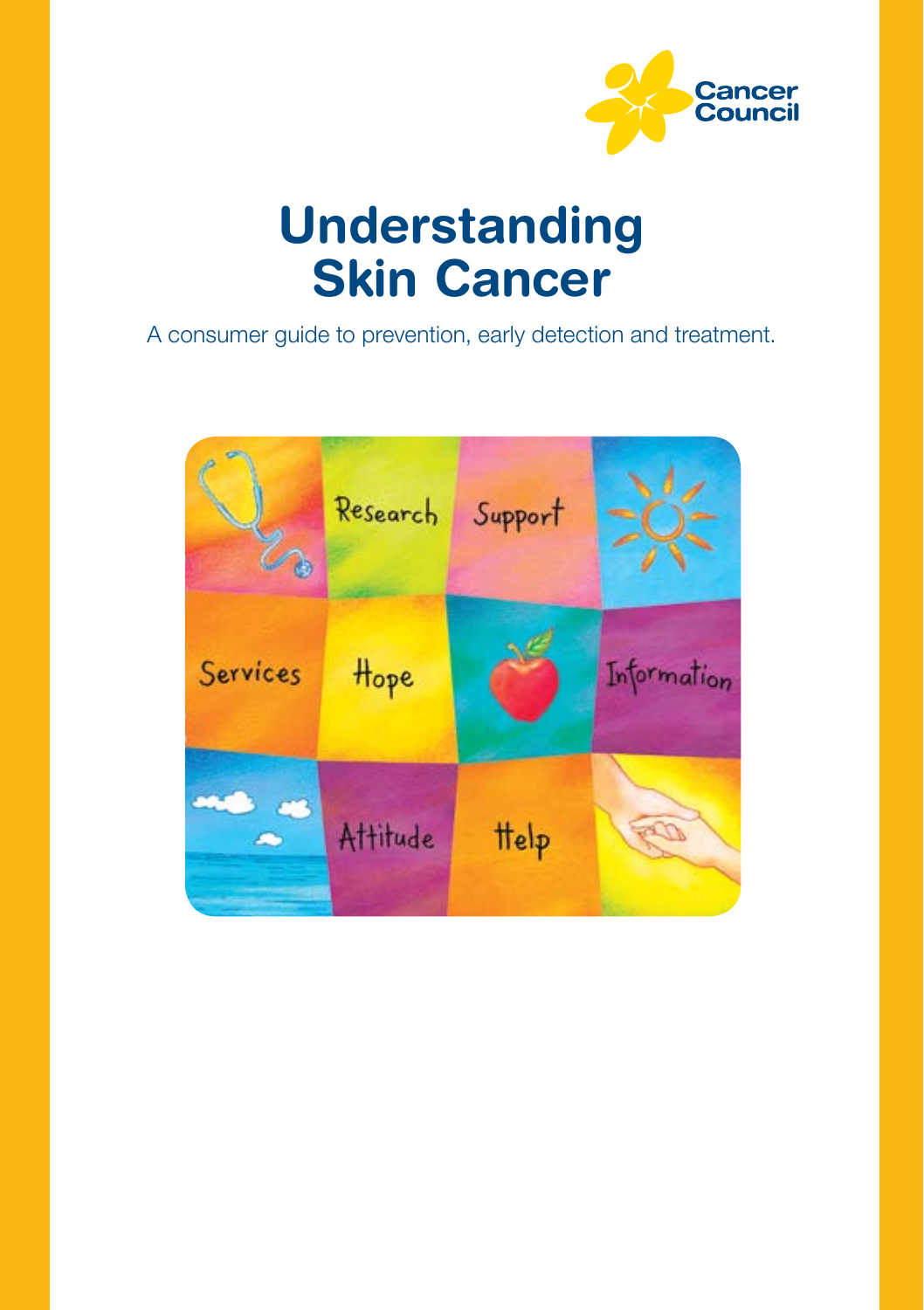Cancer Council

# Understanding Skin Cancer

A consumer guide to prevention, early detection and treatment.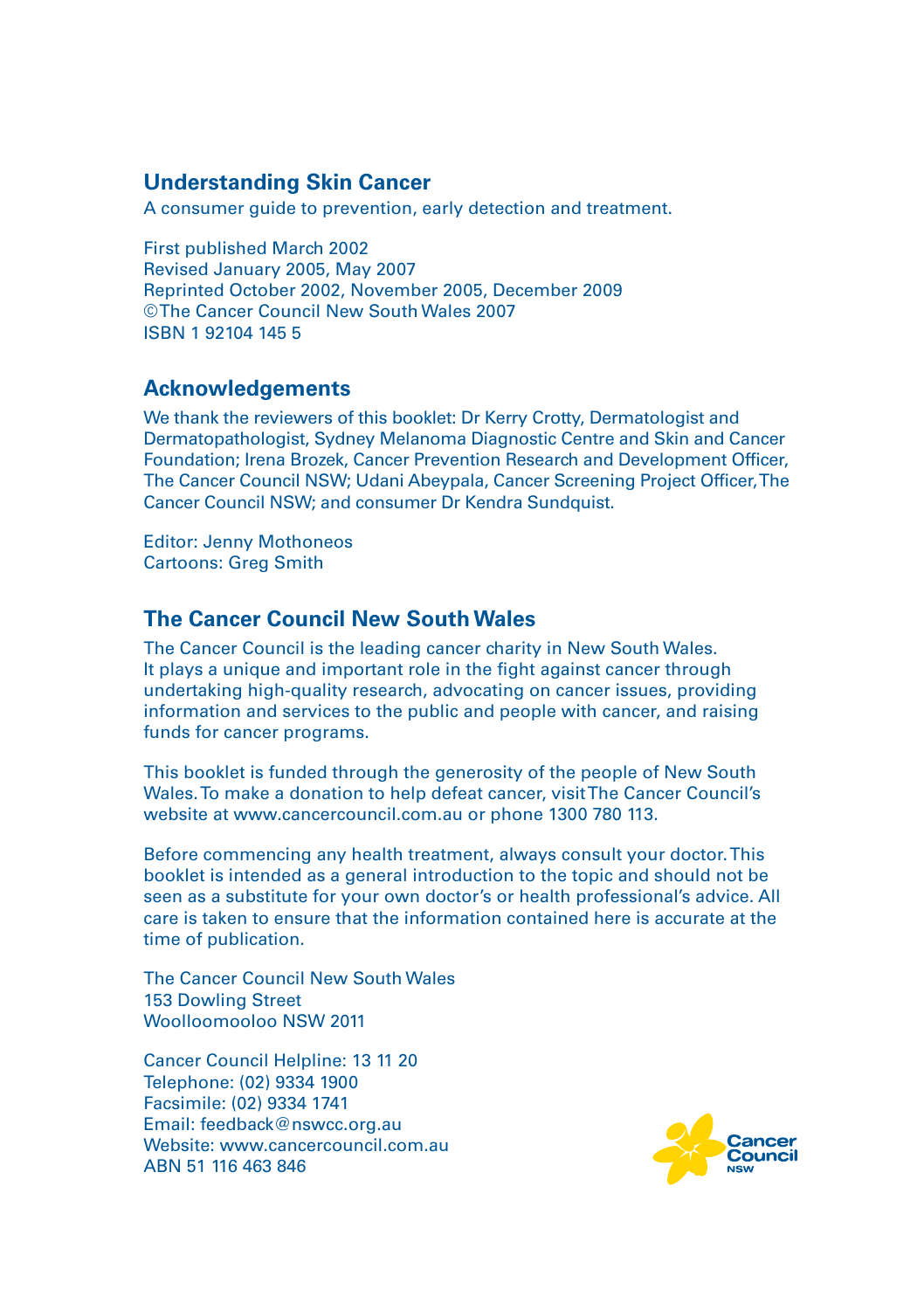## Understanding Skin Cancer

A consumer guide to prevention, early detection and treatment.

First published March 2002
Revised January 2005, May 2007
Reprinted October 2002, November 2005, December 2009
©The Cancer Council New South Wales 2007
ISBN 1 92104 145 5

## Acknowledgements

We thank the reviewers of this booklet: Dr Kerry Crotty, Dermatologist and Dermatopathologist, Sydney Melanoma Diagnostic Centre and Skin and Cancer Foundation; Irena Brozek, Cancer Prevention Research and Development Officer, The Cancer Council NSW; Udani Abeypala, Cancer Screening Project Officer, The Cancer Council NSW; and consumer Dr Kendra Sundquist.

Editor: Jenny Mothoneos
Cartoons: Greg Smith

## The Cancer Council New South Wales

The Cancer Council is the leading cancer charity in New South Wales. It plays a unique and important role in the fight against cancer through undertaking high-quality research, advocating on cancer issues, providing information and services to the public and people with cancer, and raising funds for cancer programs.

This booklet is funded through the generosity of the people of New South Wales. To make a donation to help defeat cancer, visit The Cancer Council's website at www.cancercouncil.com.au or phone 1300 780 113.

Before commencing any health treatment, always consult your doctor. This booklet is intended as a general introduction to the topic and should not be seen as a substitute for your own doctor's or health professional's advice. All care is taken to ensure that the information contained here is accurate at the time of publication.

The Cancer Council New South Wales
153 Dowling Street
Woolloomooloo NSW 2011

Cancer Council Helpline: 13 11 20
Telephone: (02) 9334 1900
Facsimile: (02) 9334 1741
Email: feedback@nswcc.org.au
Website: www.cancercouncil.com.au
ABN 51 116 463 846

Cancer Council NSW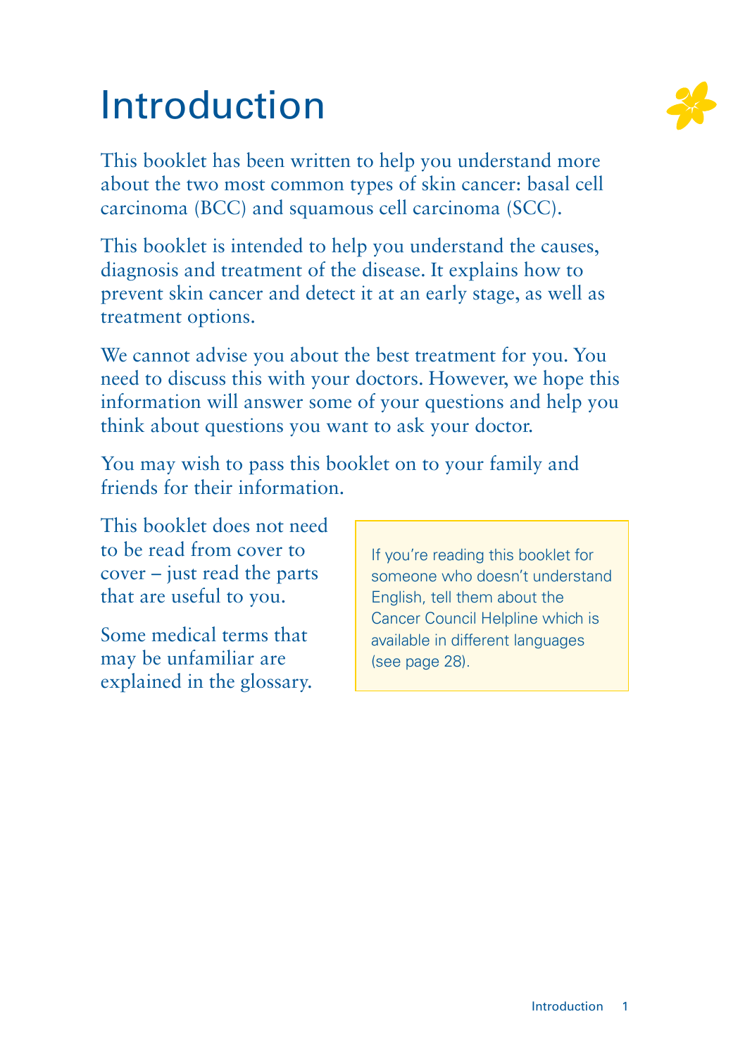# Introduction

This booklet has been written to help you understand more about the two most common types of skin cancer: basal cell carcinoma (BCC) and squamous cell carcinoma (SCC).

This booklet is intended to help you understand the causes, diagnosis and treatment of the disease. It explains how to prevent skin cancer and detect it at an early stage, as well as treatment options.

We cannot advise you about the best treatment for you. You need to discuss this with your doctors. However, we hope this information will answer some of your questions and help you think about questions you want to ask your doctor.

You may wish to pass this booklet on to your family and friends for their information.

This booklet does not need to be read from cover to cover – just read the parts that are useful to you.

Some medical terms that may be unfamiliar are explained in the glossary.

> If you're reading this booklet for someone who doesn't understand English, tell them about the Cancer Council Helpline which is available in different languages (see page 28).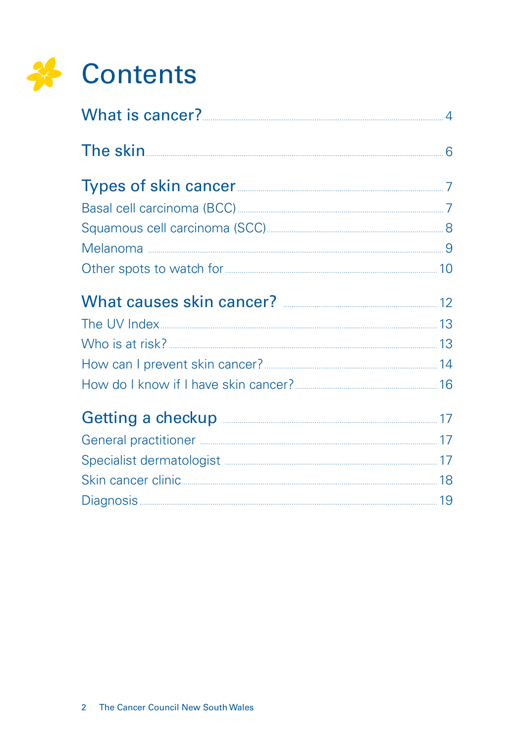# Contents

What is cancer? ..... 4

The skin ..... 6

Types of skin cancer ..... 7

- Basal cell carcinoma (BCC) ..... 7
- Squamous cell carcinoma (SCC) ..... 8
- Melanoma ..... 9
- Other spots to watch for ..... 10

What causes skin cancer? ..... 12

- The UV Index ..... 13
- Who is at risk? ..... 13
- How can I prevent skin cancer? ..... 14
- How do I know if I have skin cancer? ..... 16

Getting a checkup ..... 17

- General practitioner ..... 17
- Specialist dermatologist ..... 17
- Skin cancer clinic ..... 18
- Diagnosis ..... 19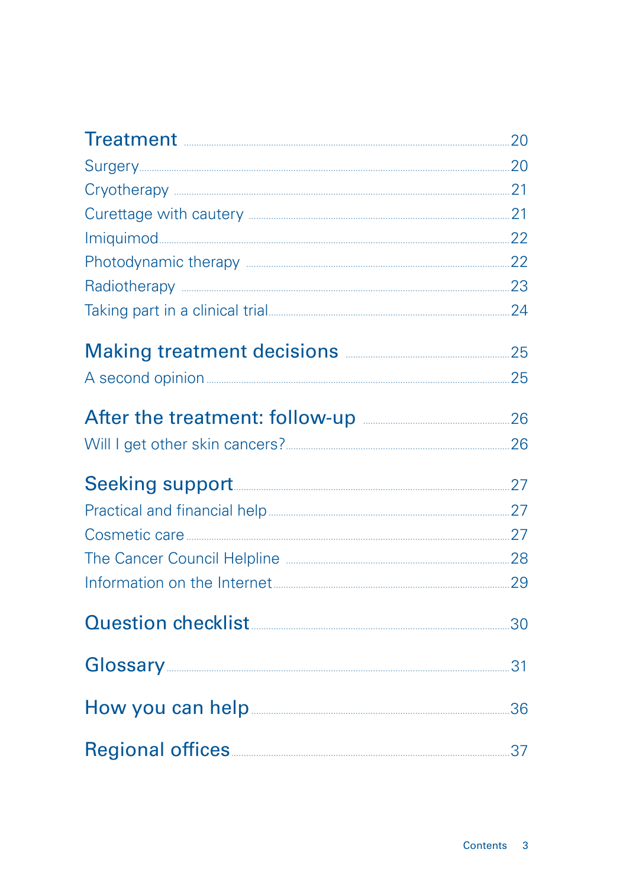**Treatment** ........ 20

Surgery ........ 20

Cryotherapy ........ 21

Curettage with cautery ........ 21

Imiquimod ........ 22

Photodynamic therapy ........ 22

Radiotherapy ........ 23

Taking part in a clinical trial ........ 24

**Making treatment decisions** ........ 25

A second opinion ........ 25

**After the treatment: follow-up** ........ 26

Will I get other skin cancers? ........ 26

**Seeking support** ........ 27

Practical and financial help ........ 27

Cosmetic care ........ 27

The Cancer Council Helpline ........ 28

Information on the Internet ........ 29

**Question checklist** ........ 30

**Glossary** ........ 31

**How you can help** ........ 36

**Regional offices** ........ 37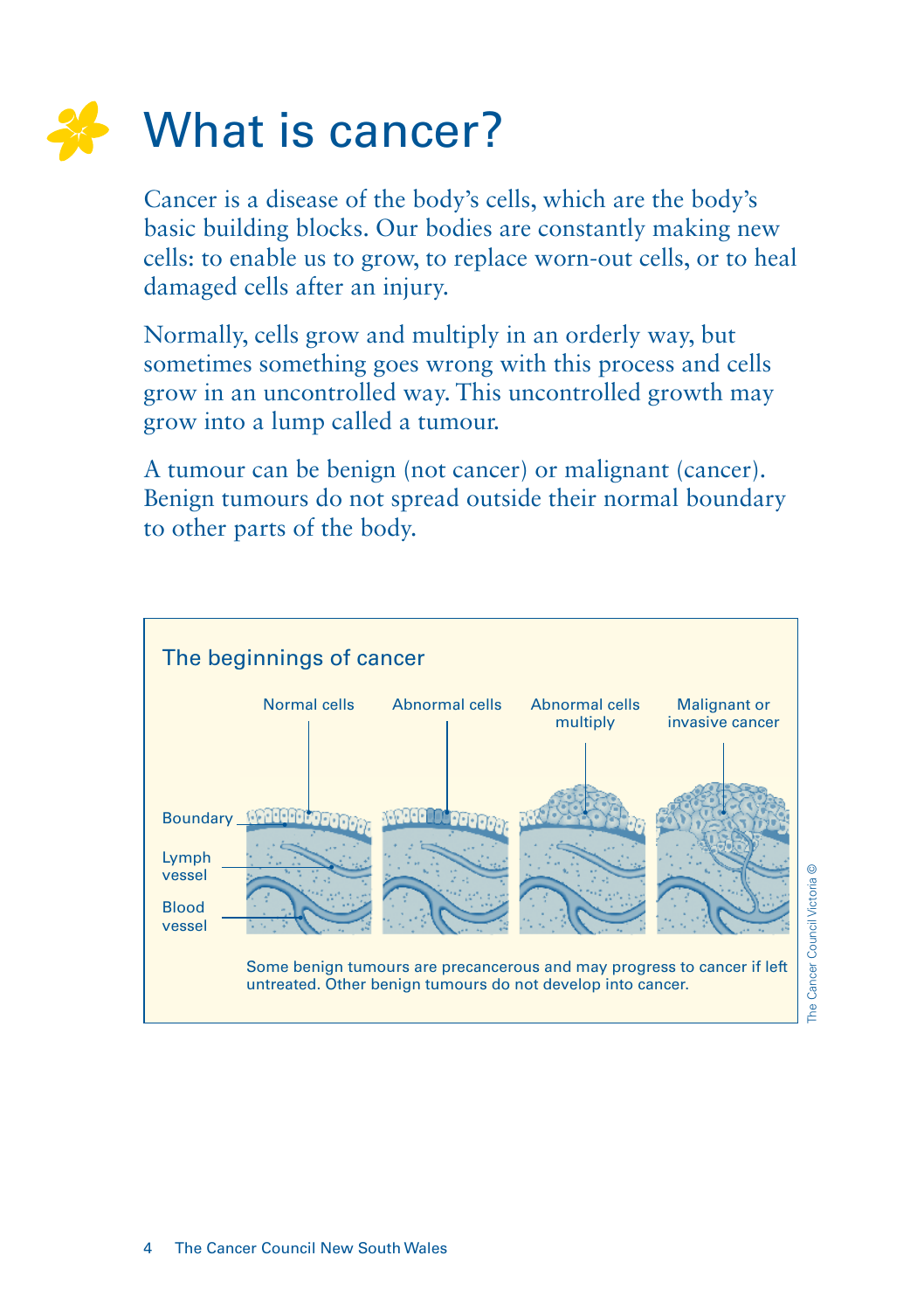# What is cancer?

Cancer is a disease of the body's cells, which are the body's basic building blocks. Our bodies are constantly making new cells: to enable us to grow, to replace worn-out cells, or to heal damaged cells after an injury.

Normally, cells grow and multiply in an orderly way, but sometimes something goes wrong with this process and cells grow in an uncontrolled way. This uncontrolled growth may grow into a lump called a tumour.

A tumour can be benign (not cancer) or malignant (cancer). Benign tumours do not spread outside their normal boundary to other parts of the body.

## The beginnings of cancer

Normal cells | Abnormal cells | Abnormal cells multiply | Malignant or invasive cancer

Boundary | Lymph vessel | Blood vessel

Some benign tumours are precancerous and may progress to cancer if left untreated. Other benign tumours do not develop into cancer.

The Cancer Council Victoria ©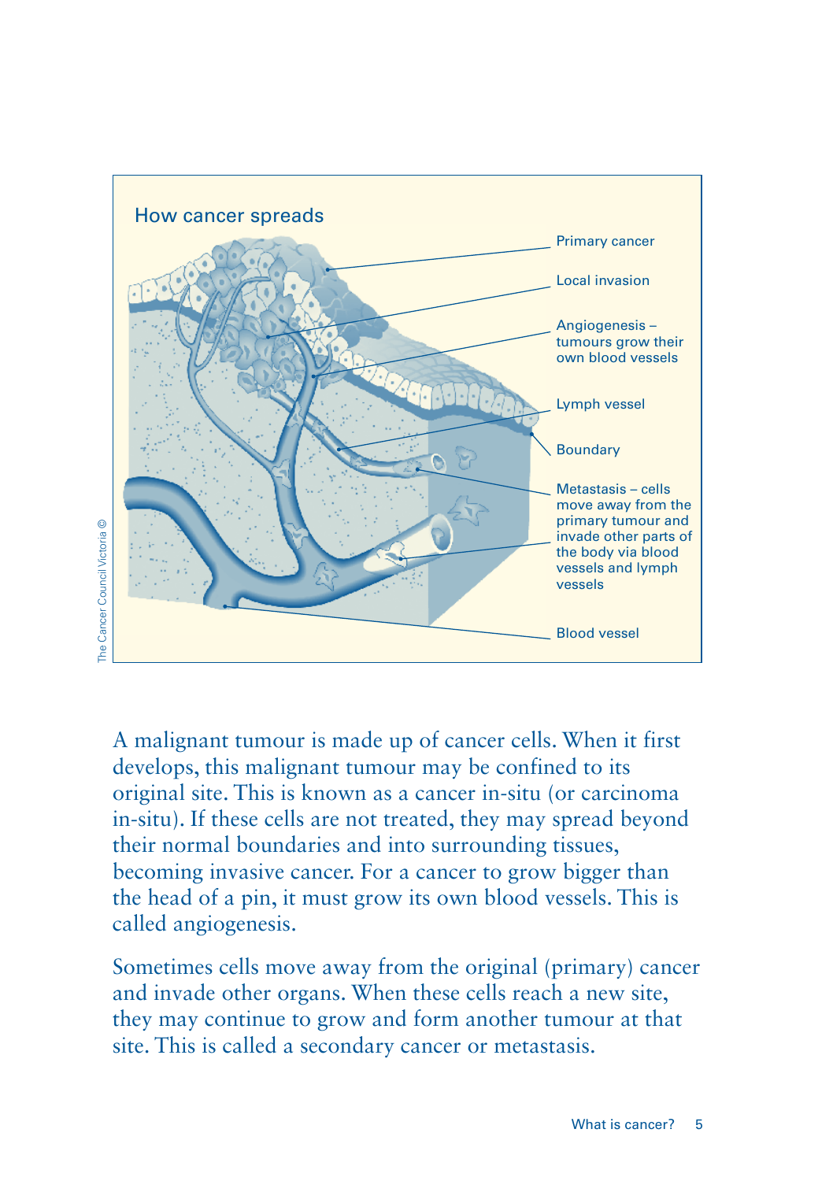How cancer spreads

Primary cancer

Local invasion

Angiogenesis – tumours grow their own blood vessels

Lymph vessel

Boundary

Metastasis – cells move away from the primary tumour and invade other parts of the body via blood vessels and lymph vessels

Blood vessel

The Cancer Council Victoria ©

A malignant tumour is made up of cancer cells. When it first develops, this malignant tumour may be confined to its original site. This is known as a cancer in-situ (or carcinoma in-situ). If these cells are not treated, they may spread beyond their normal boundaries and into surrounding tissues, becoming invasive cancer. For a cancer to grow bigger than the head of a pin, it must grow its own blood vessels. This is called angiogenesis.

Sometimes cells move away from the original (primary) cancer and invade other organs. When these cells reach a new site, they may continue to grow and form another tumour at that site. This is called a secondary cancer or metastasis.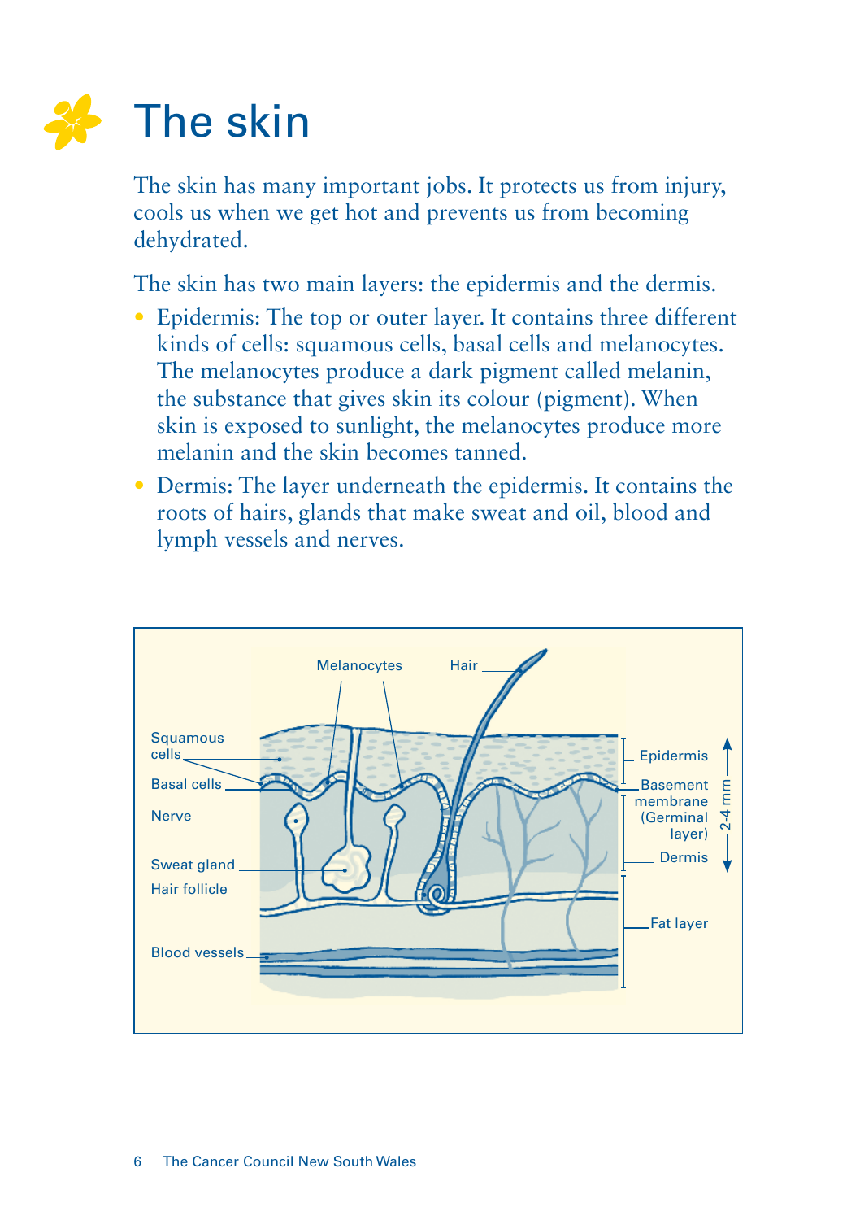# The skin

The skin has many important jobs. It protects us from injury, cools us when we get hot and prevents us from becoming dehydrated.

The skin has two main layers: the epidermis and the dermis.

- Epidermis: The top or outer layer. It contains three different kinds of cells: squamous cells, basal cells and melanocytes. The melanocytes produce a dark pigment called melanin, the substance that gives skin its colour (pigment). When skin is exposed to sunlight, the melanocytes produce more melanin and the skin becomes tanned.
- Dermis: The layer underneath the epidermis. It contains the roots of hairs, glands that make sweat and oil, blood and lymph vessels and nerves.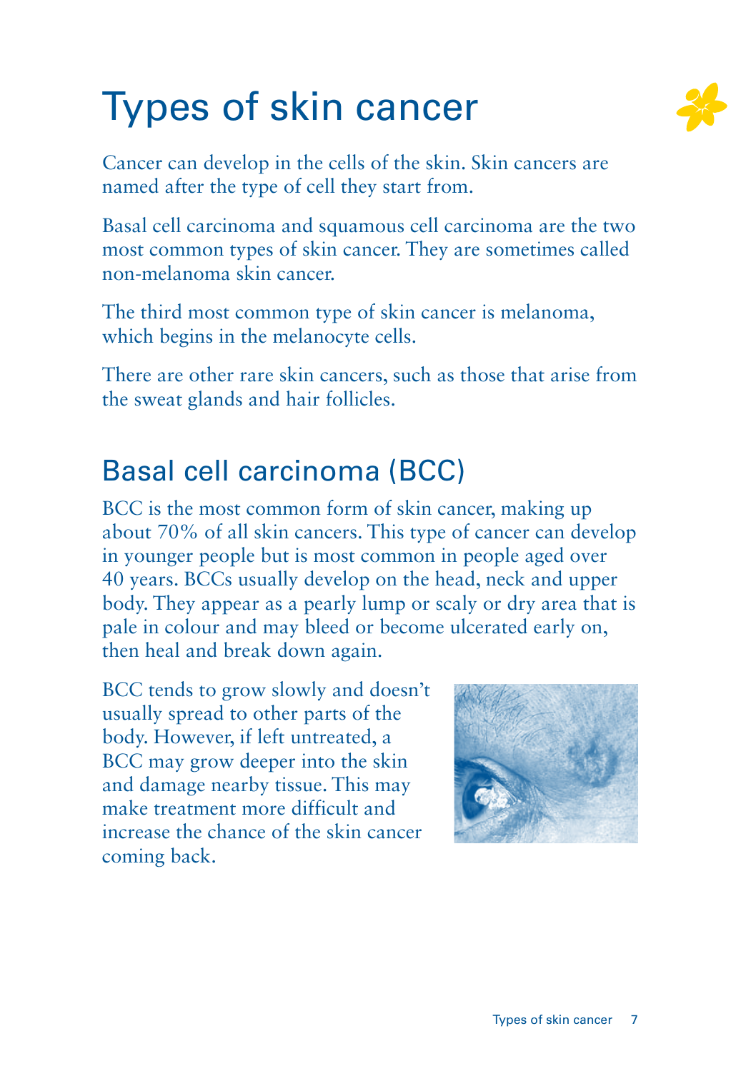# Types of skin cancer

Cancer can develop in the cells of the skin. Skin cancers are named after the type of cell they start from.

Basal cell carcinoma and squamous cell carcinoma are the two most common types of skin cancer. They are sometimes called non-melanoma skin cancer.

The third most common type of skin cancer is melanoma, which begins in the melanocyte cells.

There are other rare skin cancers, such as those that arise from the sweat glands and hair follicles.

## Basal cell carcinoma (BCC)

BCC is the most common form of skin cancer, making up about 70% of all skin cancers. This type of cancer can develop in younger people but is most common in people aged over 40 years. BCCs usually develop on the head, neck and upper body. They appear as a pearly lump or scaly or dry area that is pale in colour and may bleed or become ulcerated early on, then heal and break down again.

BCC tends to grow slowly and doesn't usually spread to other parts of the body. However, if left untreated, a BCC may grow deeper into the skin and damage nearby tissue. This may make treatment more difficult and increase the chance of the skin cancer coming back.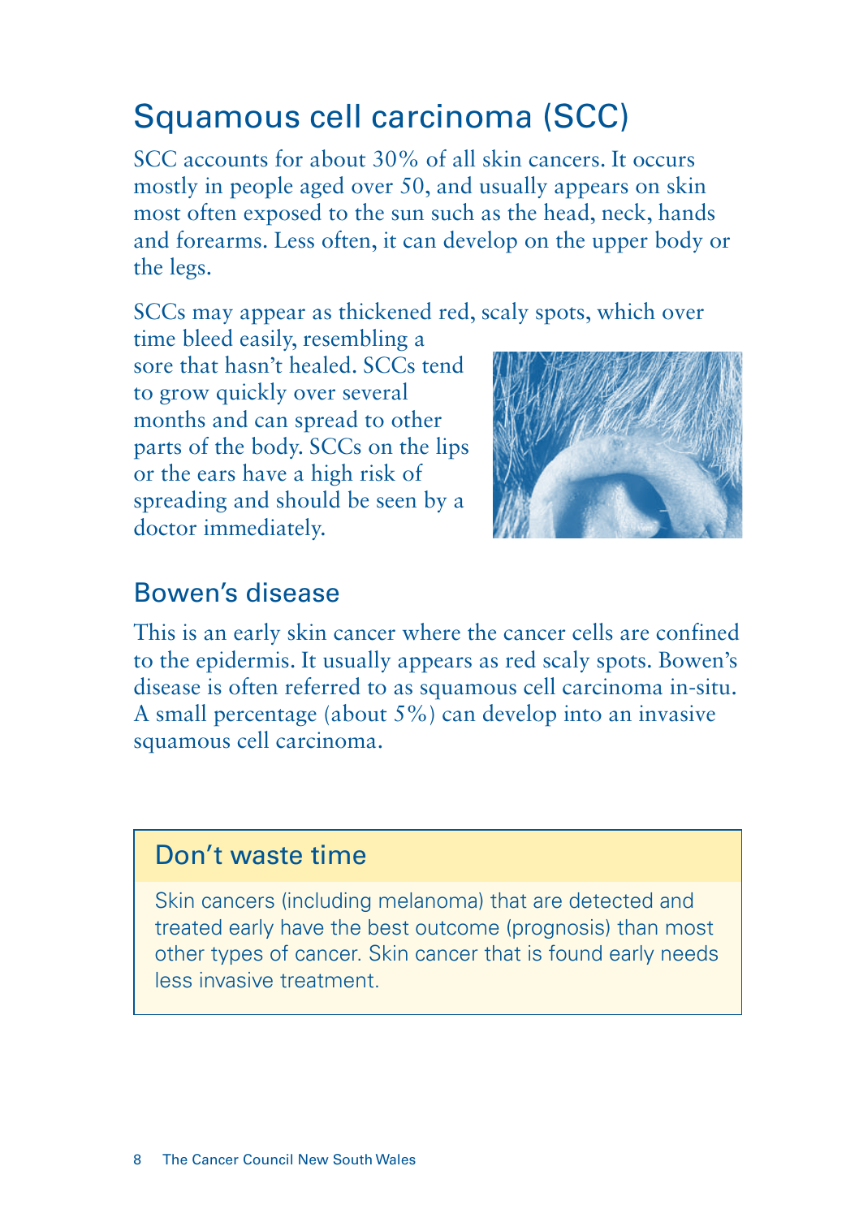## Squamous cell carcinoma (SCC)

SCC accounts for about 30% of all skin cancers. It occurs mostly in people aged over 50, and usually appears on skin most often exposed to the sun such as the head, neck, hands and forearms. Less often, it can develop on the upper body or the legs.

SCCs may appear as thickened red, scaly spots, which over time bleed easily, resembling a sore that hasn't healed. SCCs tend to grow quickly over several months and can spread to other parts of the body. SCCs on the lips or the ears have a high risk of spreading and should be seen by a doctor immediately.

### Bowen's disease

This is an early skin cancer where the cancer cells are confined to the epidermis. It usually appears as red scaly spots. Bowen's disease is often referred to as squamous cell carcinoma in-situ. A small percentage (about 5%) can develop into an invasive squamous cell carcinoma.

### Don't waste time

Skin cancers (including melanoma) that are detected and treated early have the best outcome (prognosis) than most other types of cancer. Skin cancer that is found early needs less invasive treatment.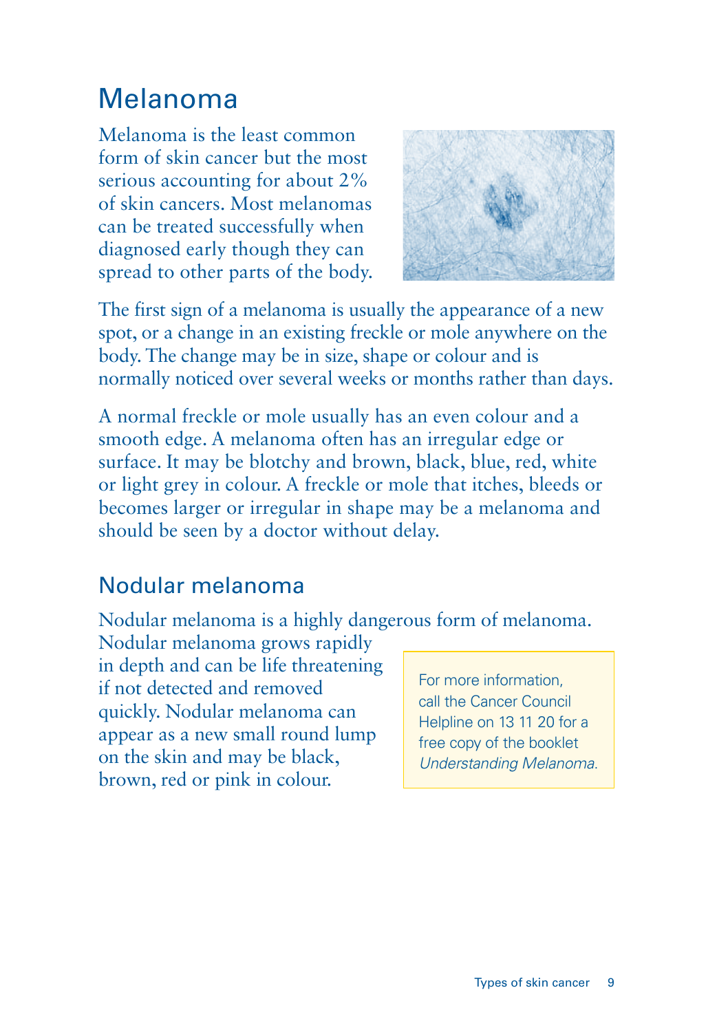## Melanoma

Melanoma is the least common form of skin cancer but the most serious accounting for about 2% of skin cancers. Most melanomas can be treated successfully when diagnosed early though they can spread to other parts of the body.

The first sign of a melanoma is usually the appearance of a new spot, or a change in an existing freckle or mole anywhere on the body. The change may be in size, shape or colour and is normally noticed over several weeks or months rather than days.

A normal freckle or mole usually has an even colour and a smooth edge. A melanoma often has an irregular edge or surface. It may be blotchy and brown, black, blue, red, white or light grey in colour. A freckle or mole that itches, bleeds or becomes larger or irregular in shape may be a melanoma and should be seen by a doctor without delay.

### Nodular melanoma

Nodular melanoma is a highly dangerous form of melanoma. Nodular melanoma grows rapidly in depth and can be life threatening if not detected and removed quickly. Nodular melanoma can appear as a new small round lump on the skin and may be black, brown, red or pink in colour.

> For more information, call the Cancer Council Helpline on 13 11 20 for a free copy of the booklet *Understanding Melanoma.*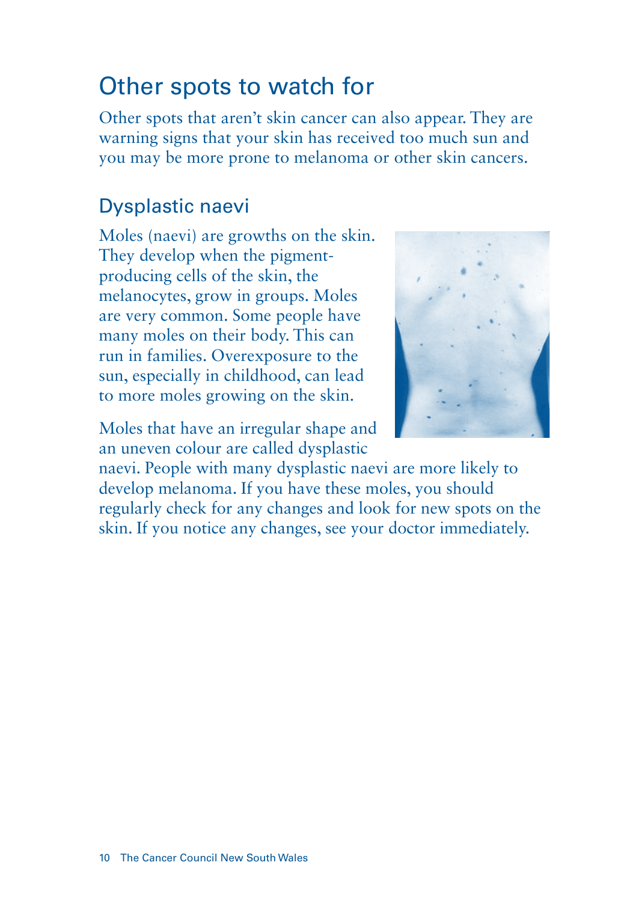# Other spots to watch for

Other spots that aren't skin cancer can also appear. They are warning signs that your skin has received too much sun and you may be more prone to melanoma or other skin cancers.

## Dysplastic naevi

Moles (naevi) are growths on the skin. They develop when the pigment-producing cells of the skin, the melanocytes, grow in groups. Moles are very common. Some people have many moles on their body. This can run in families. Overexposure to the sun, especially in childhood, can lead to more moles growing on the skin.

Moles that have an irregular shape and an uneven colour are called dysplastic naevi. People with many dysplastic naevi are more likely to develop melanoma. If you have these moles, you should regularly check for any changes and look for new spots on the skin. If you notice any changes, see your doctor immediately.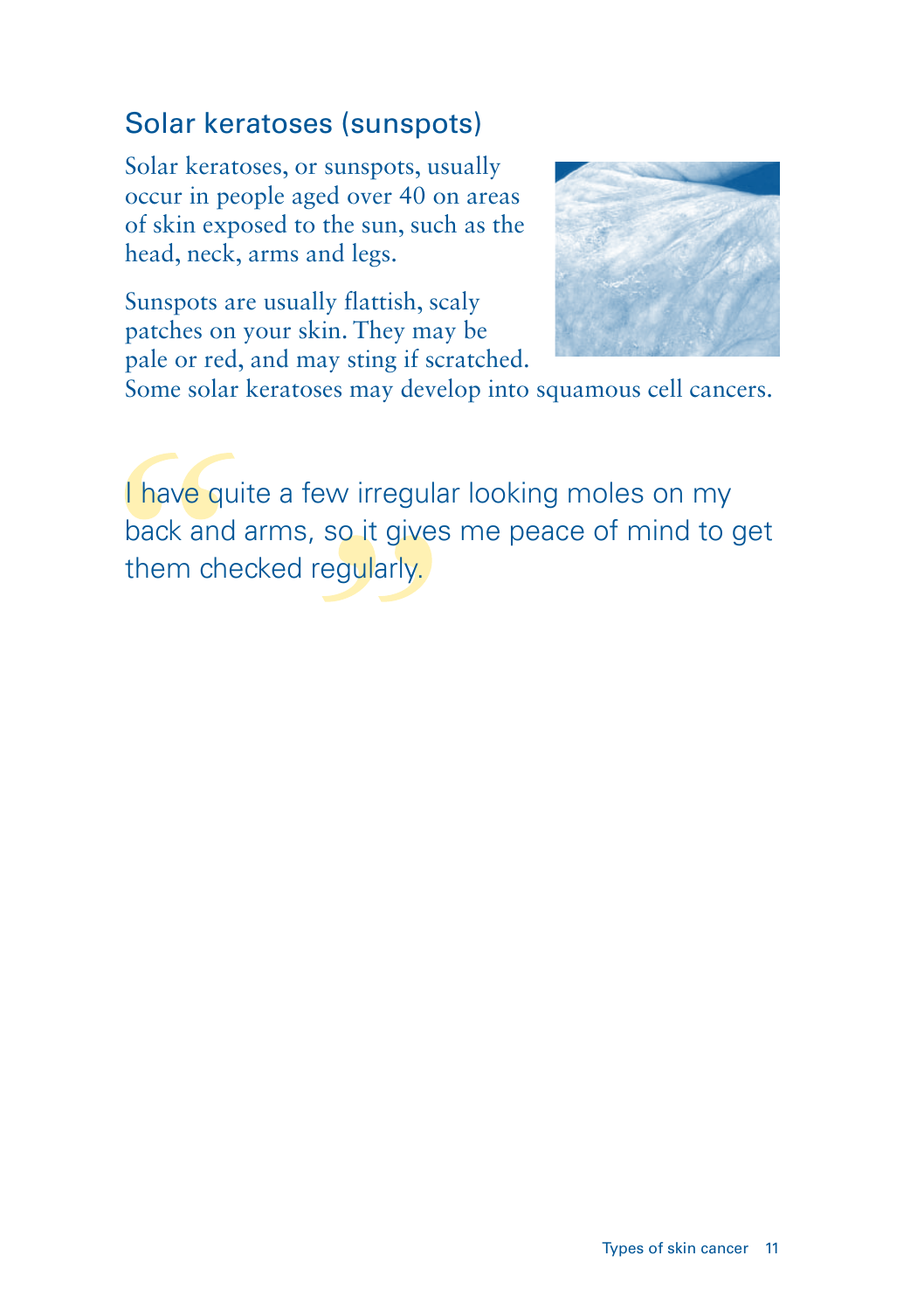## Solar keratoses (sunspots)

Solar keratoses, or sunspots, usually occur in people aged over 40 on areas of skin exposed to the sun, such as the head, neck, arms and legs.

Sunspots are usually flattish, scaly patches on your skin. They may be pale or red, and may sting if scratched. Some solar keratoses may develop into squamous cell cancers.

> I have quite a few irregular looking moles on my back and arms, so it gives me peace of mind to get them checked regularly.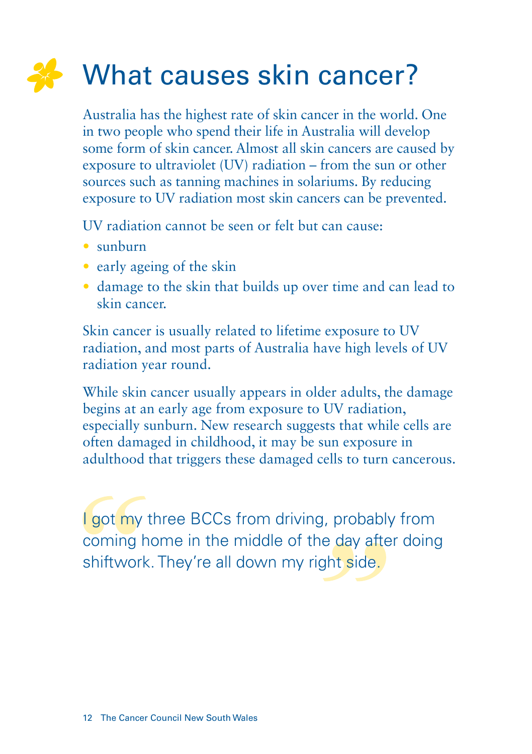# What causes skin cancer?

Australia has the highest rate of skin cancer in the world. One in two people who spend their life in Australia will develop some form of skin cancer. Almost all skin cancers are caused by exposure to ultraviolet (UV) radiation – from the sun or other sources such as tanning machines in solariums. By reducing exposure to UV radiation most skin cancers can be prevented.

UV radiation cannot be seen or felt but can cause:

- sunburn
- early ageing of the skin
- damage to the skin that builds up over time and can lead to skin cancer.

Skin cancer is usually related to lifetime exposure to UV radiation, and most parts of Australia have high levels of UV radiation year round.

While skin cancer usually appears in older adults, the damage begins at an early age from exposure to UV radiation, especially sunburn. New research suggests that while cells are often damaged in childhood, it may be sun exposure in adulthood that triggers these damaged cells to turn cancerous.

> I got my three BCCs from driving, probably from coming home in the middle of the day after doing shiftwork. They're all down my right side.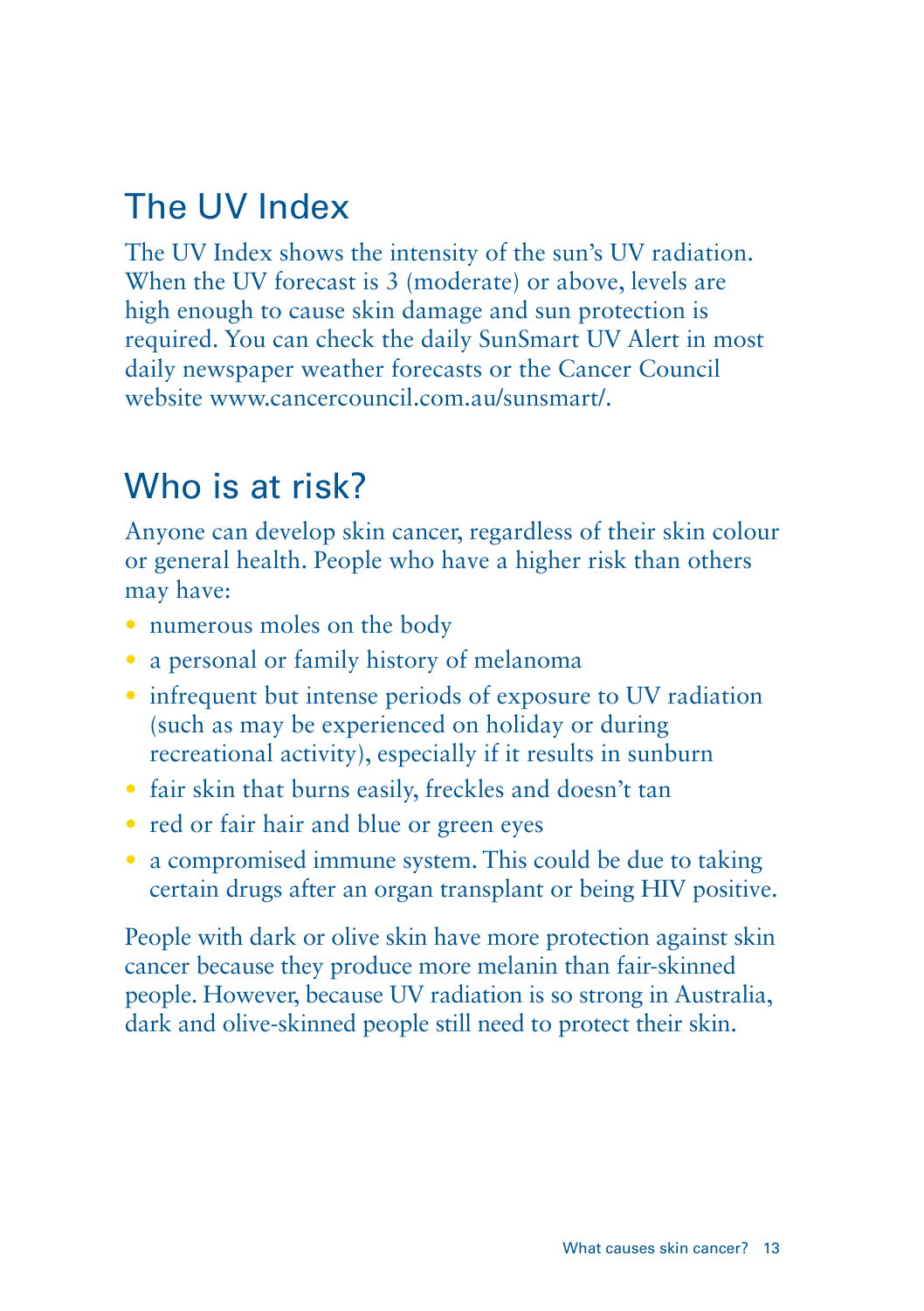## The UV Index

The UV Index shows the intensity of the sun's UV radiation. When the UV forecast is 3 (moderate) or above, levels are high enough to cause skin damage and sun protection is required. You can check the daily SunSmart UV Alert in most daily newspaper weather forecasts or the Cancer Council website www.cancercouncil.com.au/sunsmart/.

## Who is at risk?

Anyone can develop skin cancer, regardless of their skin colour or general health. People who have a higher risk than others may have:

- numerous moles on the body
- a personal or family history of melanoma
- infrequent but intense periods of exposure to UV radiation (such as may be experienced on holiday or during recreational activity), especially if it results in sunburn
- fair skin that burns easily, freckles and doesn't tan
- red or fair hair and blue or green eyes
- a compromised immune system. This could be due to taking certain drugs after an organ transplant or being HIV positive.

People with dark or olive skin have more protection against skin cancer because they produce more melanin than fair-skinned people. However, because UV radiation is so strong in Australia, dark and olive-skinned people still need to protect their skin.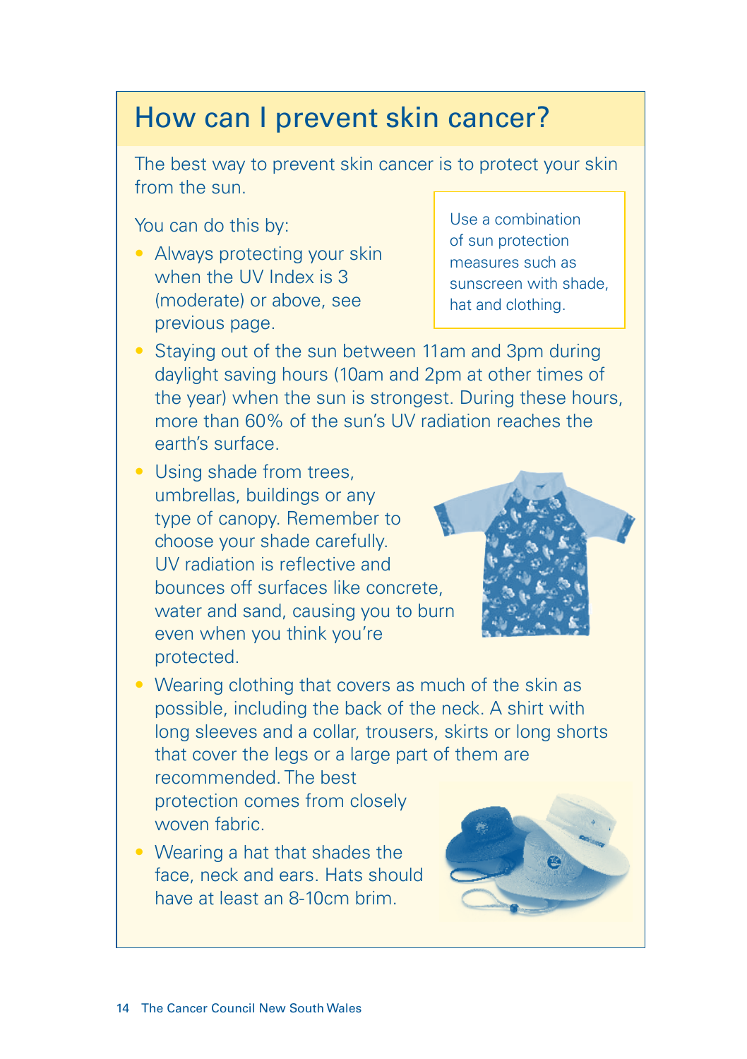## How can I prevent skin cancer?

The best way to prevent skin cancer is to protect your skin from the sun.

You can do this by:

- Always protecting your skin when the UV Index is 3 (moderate) or above, see previous page.
- Staying out of the sun between 11am and 3pm during daylight saving hours (10am and 2pm at other times of the year) when the sun is strongest. During these hours, more than 60% of the sun's UV radiation reaches the earth's surface.
- Using shade from trees, umbrellas, buildings or any type of canopy. Remember to choose your shade carefully. UV radiation is reflective and bounces off surfaces like concrete, water and sand, causing you to burn even when you think you're protected.
- Wearing clothing that covers as much of the skin as possible, including the back of the neck. A shirt with long sleeves and a collar, trousers, skirts or long shorts that cover the legs or a large part of them are recommended. The best protection comes from closely woven fabric.
- Wearing a hat that shades the face, neck and ears. Hats should have at least an 8-10cm brim.

> Use a combination of sun protection measures such as sunscreen with shade, hat and clothing.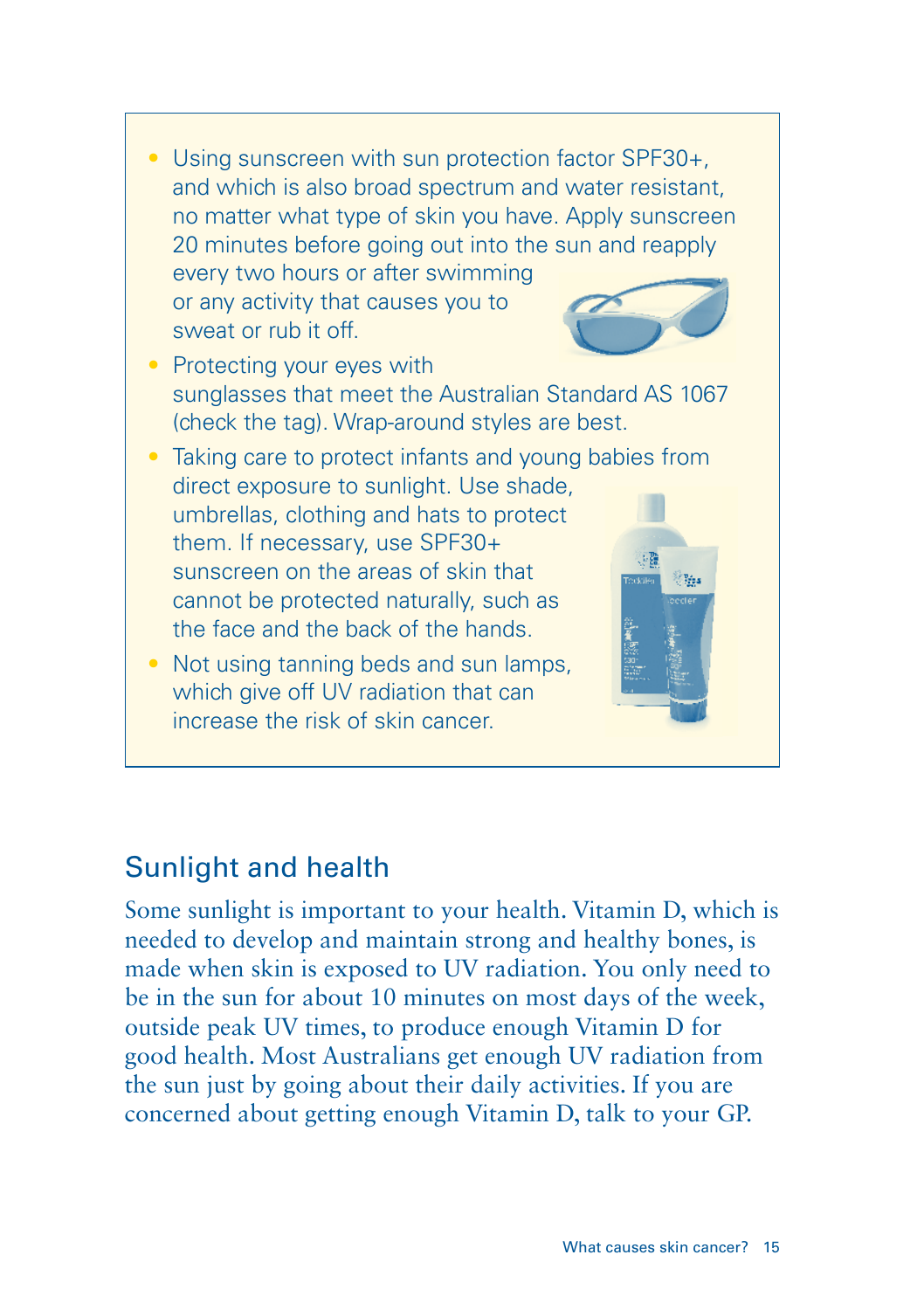- Using sunscreen with sun protection factor SPF30+, and which is also broad spectrum and water resistant, no matter what type of skin you have. Apply sunscreen 20 minutes before going out into the sun and reapply every two hours or after swimming or any activity that causes you to sweat or rub it off.
- Protecting your eyes with sunglasses that meet the Australian Standard AS 1067 (check the tag). Wrap-around styles are best.
- Taking care to protect infants and young babies from direct exposure to sunlight. Use shade, umbrellas, clothing and hats to protect them. If necessary, use SPF30+ sunscreen on the areas of skin that cannot be protected naturally, such as the face and the back of the hands.
- Not using tanning beds and sun lamps, which give off UV radiation that can increase the risk of skin cancer.

## Sunlight and health

Some sunlight is important to your health. Vitamin D, which is needed to develop and maintain strong and healthy bones, is made when skin is exposed to UV radiation. You only need to be in the sun for about 10 minutes on most days of the week, outside peak UV times, to produce enough Vitamin D for good health. Most Australians get enough UV radiation from the sun just by going about their daily activities. If you are concerned about getting enough Vitamin D, talk to your GP.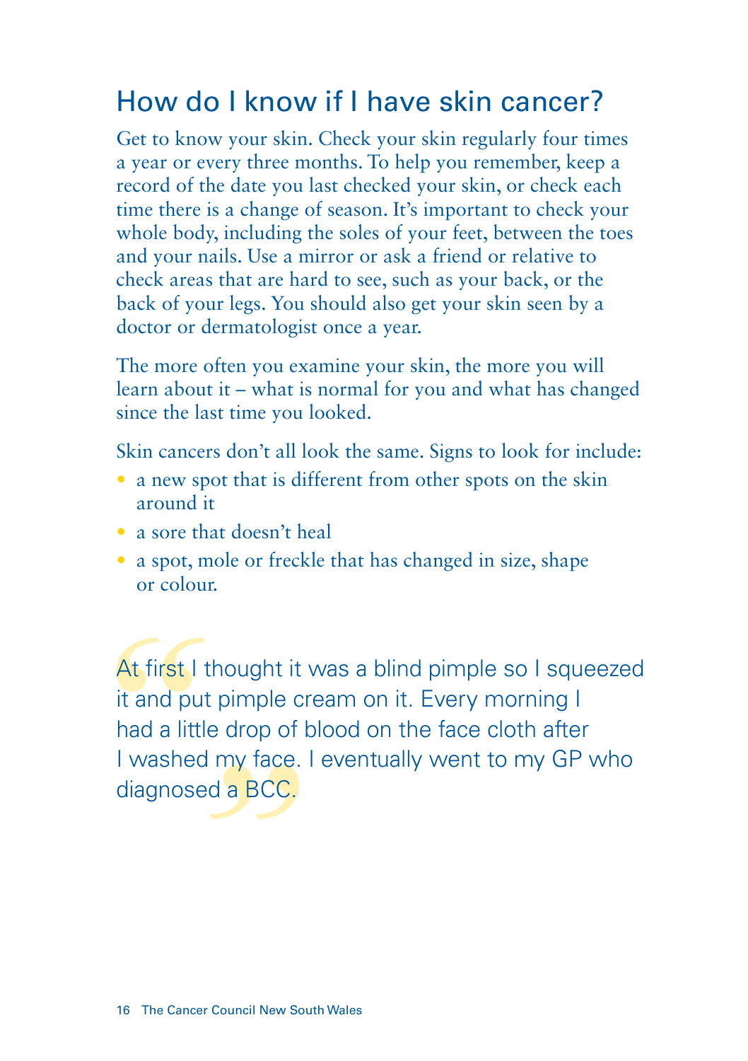## How do I know if I have skin cancer?

Get to know your skin. Check your skin regularly four times a year or every three months. To help you remember, keep a record of the date you last checked your skin, or check each time there is a change of season. It's important to check your whole body, including the soles of your feet, between the toes and your nails. Use a mirror or ask a friend or relative to check areas that are hard to see, such as your back, or the back of your legs. You should also get your skin seen by a doctor or dermatologist once a year.

The more often you examine your skin, the more you will learn about it – what is normal for you and what has changed since the last time you looked.

Skin cancers don't all look the same. Signs to look for include:

- a new spot that is different from other spots on the skin around it
- a sore that doesn't heal
- a spot, mole or freckle that has changed in size, shape or colour.

> "At first I thought it was a blind pimple so I squeezed it and put pimple cream on it. Every morning I had a little drop of blood on the face cloth after I washed my face. I eventually went to my GP who diagnosed a BCC."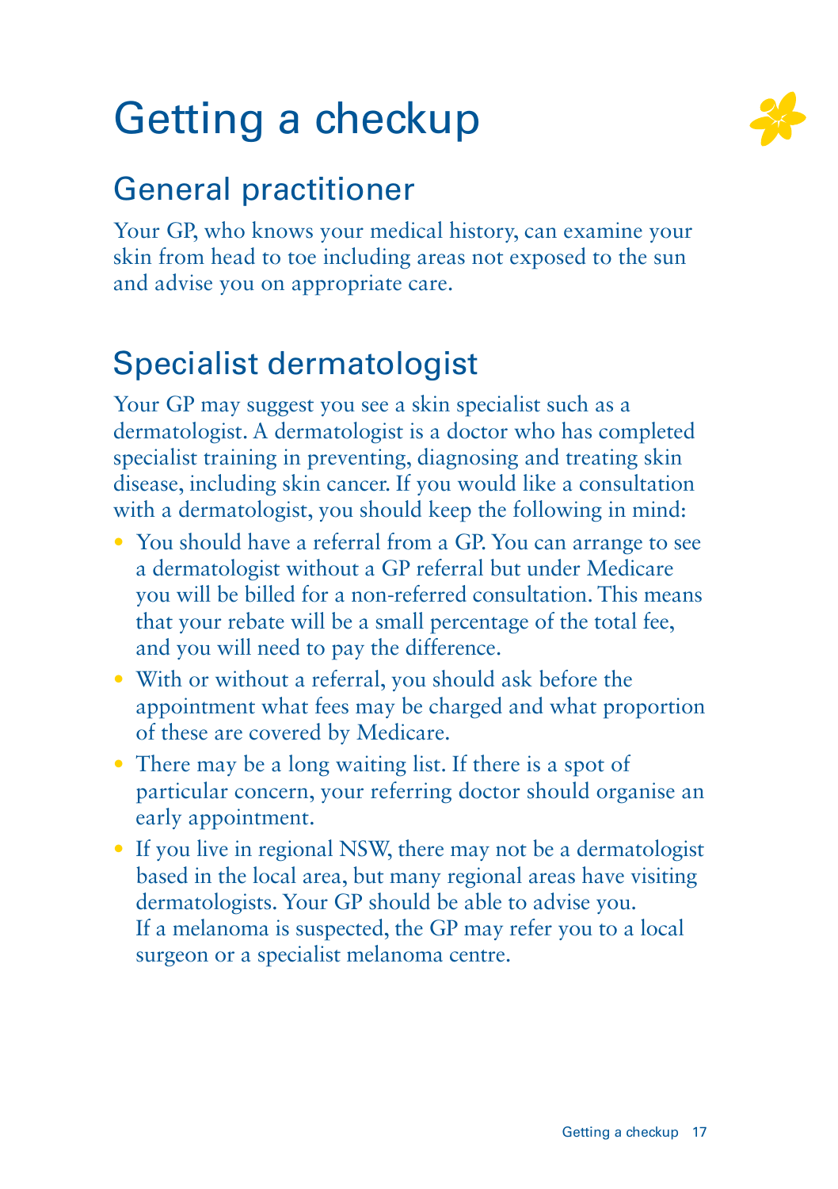# Getting a checkup

## General practitioner

Your GP, who knows your medical history, can examine your skin from head to toe including areas not exposed to the sun and advise you on appropriate care.

## Specialist dermatologist

Your GP may suggest you see a skin specialist such as a dermatologist. A dermatologist is a doctor who has completed specialist training in preventing, diagnosing and treating skin disease, including skin cancer. If you would like a consultation with a dermatologist, you should keep the following in mind:

- You should have a referral from a GP. You can arrange to see a dermatologist without a GP referral but under Medicare you will be billed for a non-referred consultation. This means that your rebate will be a small percentage of the total fee, and you will need to pay the difference.
- With or without a referral, you should ask before the appointment what fees may be charged and what proportion of these are covered by Medicare.
- There may be a long waiting list. If there is a spot of particular concern, your referring doctor should organise an early appointment.
- If you live in regional NSW, there may not be a dermatologist based in the local area, but many regional areas have visiting dermatologists. Your GP should be able to advise you. If a melanoma is suspected, the GP may refer you to a local surgeon or a specialist melanoma centre.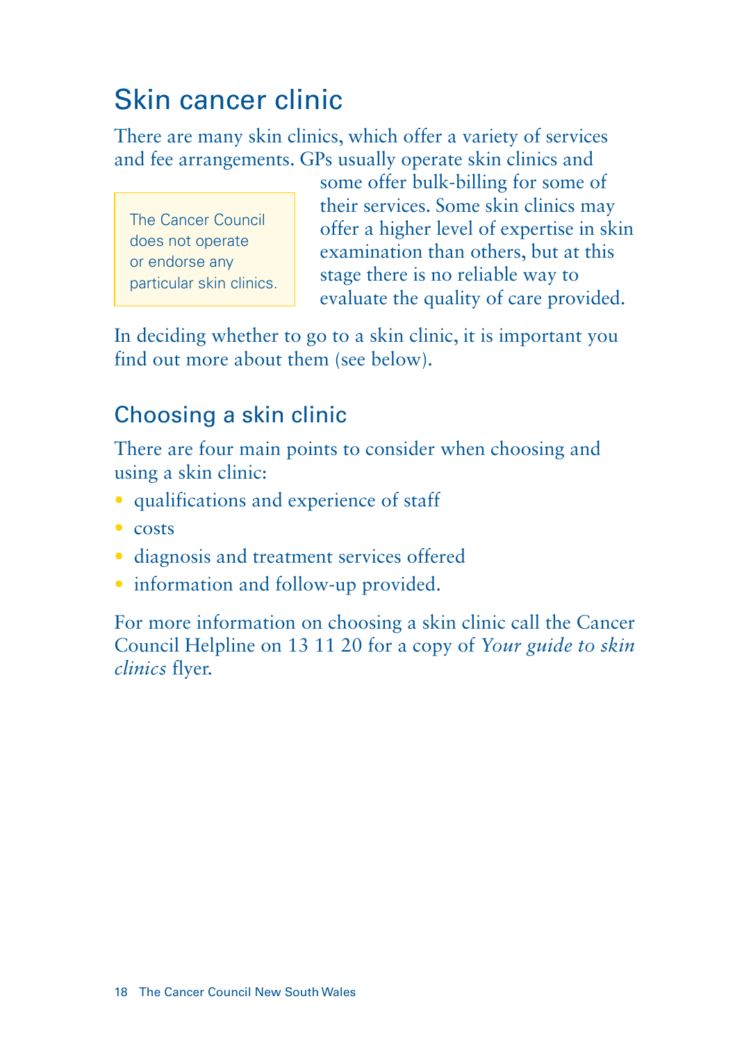## Skin cancer clinic

There are many skin clinics, which offer a variety of services and fee arrangements. GPs usually operate skin clinics and some offer bulk-billing for some of their services. Some skin clinics may offer a higher level of expertise in skin examination than others, but at this stage there is no reliable way to evaluate the quality of care provided.

> The Cancer Council does not operate or endorse any particular skin clinics.

In deciding whether to go to a skin clinic, it is important you find out more about them (see below).

### Choosing a skin clinic

There are four main points to consider when choosing and using a skin clinic:

- qualifications and experience of staff
- costs
- diagnosis and treatment services offered
- information and follow-up provided.

For more information on choosing a skin clinic call the Cancer Council Helpline on 13 11 20 for a copy of *Your guide to skin clinics* flyer.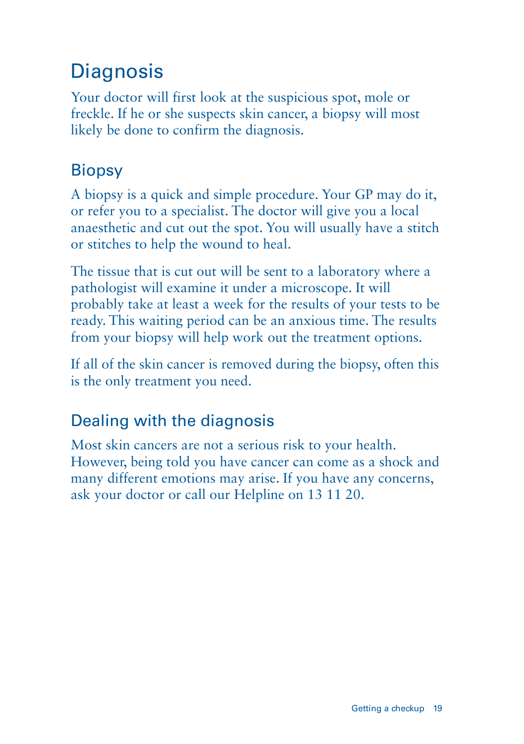# Diagnosis

Your doctor will first look at the suspicious spot, mole or freckle. If he or she suspects skin cancer, a biopsy will most likely be done to confirm the diagnosis.

## Biopsy

A biopsy is a quick and simple procedure. Your GP may do it, or refer you to a specialist. The doctor will give you a local anaesthetic and cut out the spot. You will usually have a stitch or stitches to help the wound to heal.

The tissue that is cut out will be sent to a laboratory where a pathologist will examine it under a microscope. It will probably take at least a week for the results of your tests to be ready. This waiting period can be an anxious time. The results from your biopsy will help work out the treatment options.

If all of the skin cancer is removed during the biopsy, often this is the only treatment you need.

## Dealing with the diagnosis

Most skin cancers are not a serious risk to your health. However, being told you have cancer can come as a shock and many different emotions may arise. If you have any concerns, ask your doctor or call our Helpline on 13 11 20.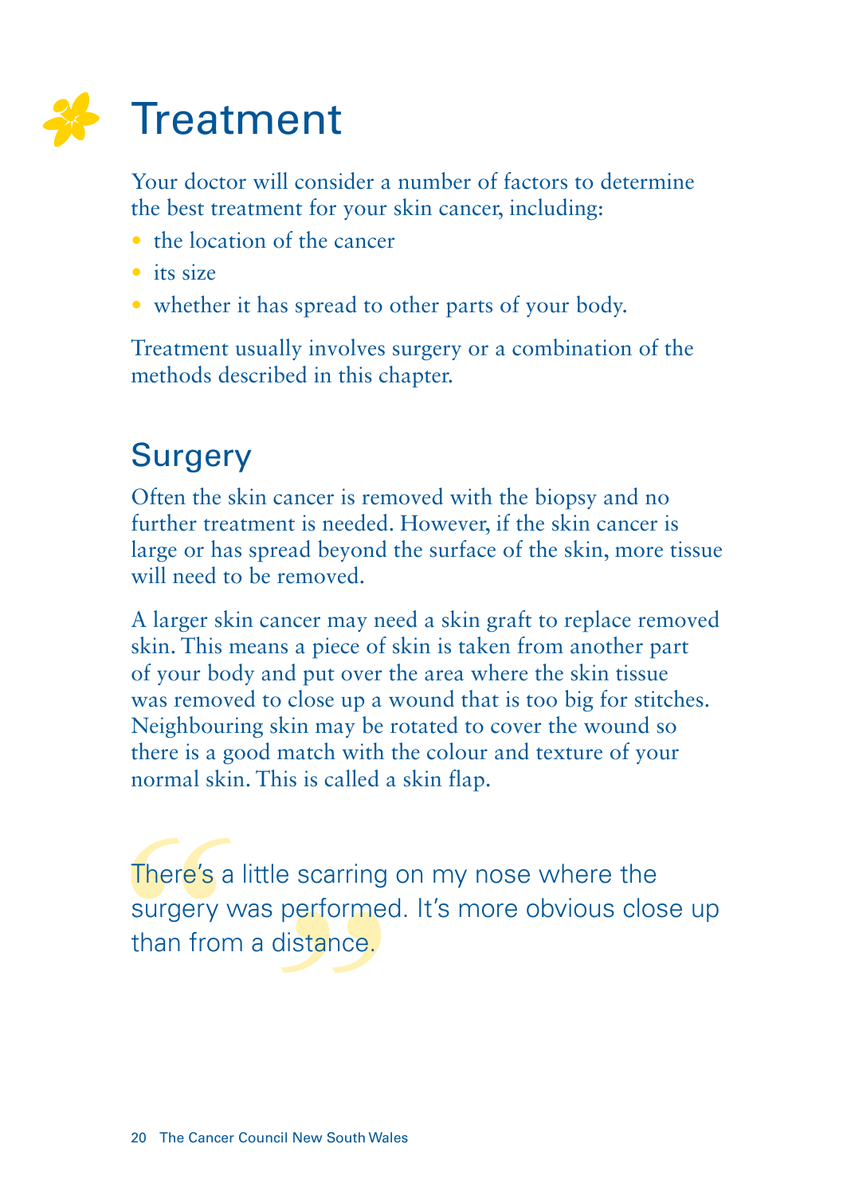# Treatment

Your doctor will consider a number of factors to determine the best treatment for your skin cancer, including:

- the location of the cancer
- its size
- whether it has spread to other parts of your body.

Treatment usually involves surgery or a combination of the methods described in this chapter.

## Surgery

Often the skin cancer is removed with the biopsy and no further treatment is needed. However, if the skin cancer is large or has spread beyond the surface of the skin, more tissue will need to be removed.

A larger skin cancer may need a skin graft to replace removed skin. This means a piece of skin is taken from another part of your body and put over the area where the skin tissue was removed to close up a wound that is too big for stitches. Neighbouring skin may be rotated to cover the wound so there is a good match with the colour and texture of your normal skin. This is called a skin flap.

> There's a little scarring on my nose where the surgery was performed. It's more obvious close up than from a distance.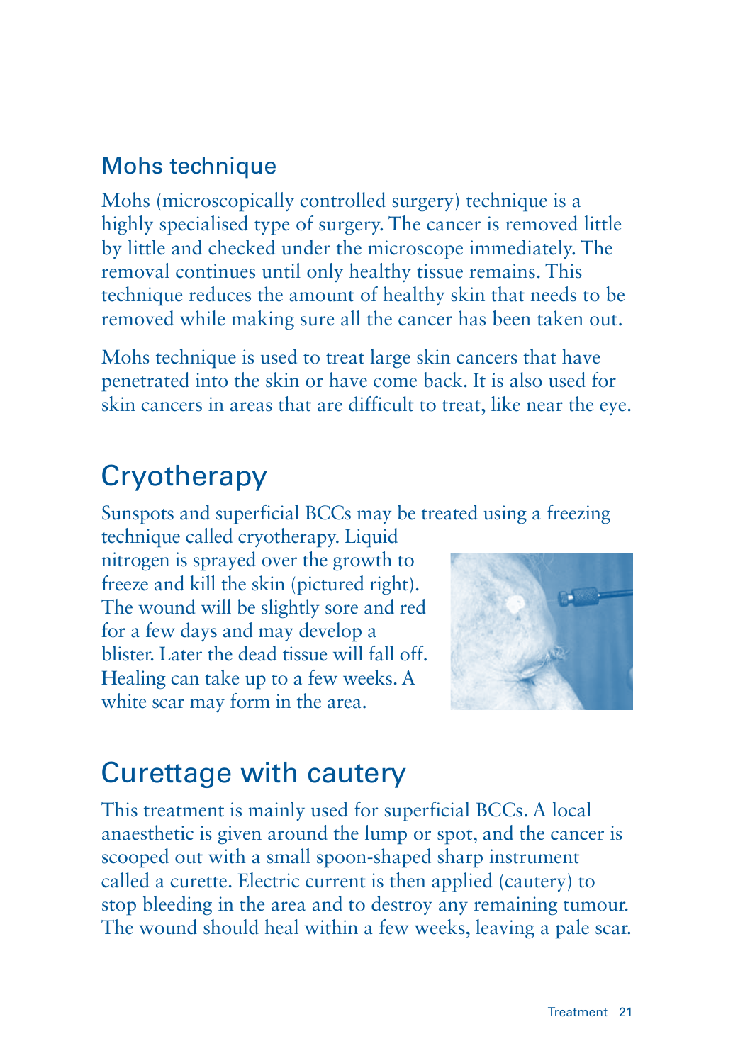### Mohs technique

Mohs (microscopically controlled surgery) technique is a highly specialised type of surgery. The cancer is removed little by little and checked under the microscope immediately. The removal continues until only healthy tissue remains. This technique reduces the amount of healthy skin that needs to be removed while making sure all the cancer has been taken out.

Mohs technique is used to treat large skin cancers that have penetrated into the skin or have come back. It is also used for skin cancers in areas that are difficult to treat, like near the eye.

## Cryotherapy

Sunspots and superficial BCCs may be treated using a freezing technique called cryotherapy. Liquid nitrogen is sprayed over the growth to freeze and kill the skin (pictured right). The wound will be slightly sore and red for a few days and may develop a blister. Later the dead tissue will fall off. Healing can take up to a few weeks. A white scar may form in the area.

## Curettage with cautery

This treatment is mainly used for superficial BCCs. A local anaesthetic is given around the lump or spot, and the cancer is scooped out with a small spoon-shaped sharp instrument called a curette. Electric current is then applied (cautery) to stop bleeding in the area and to destroy any remaining tumour. The wound should heal within a few weeks, leaving a pale scar.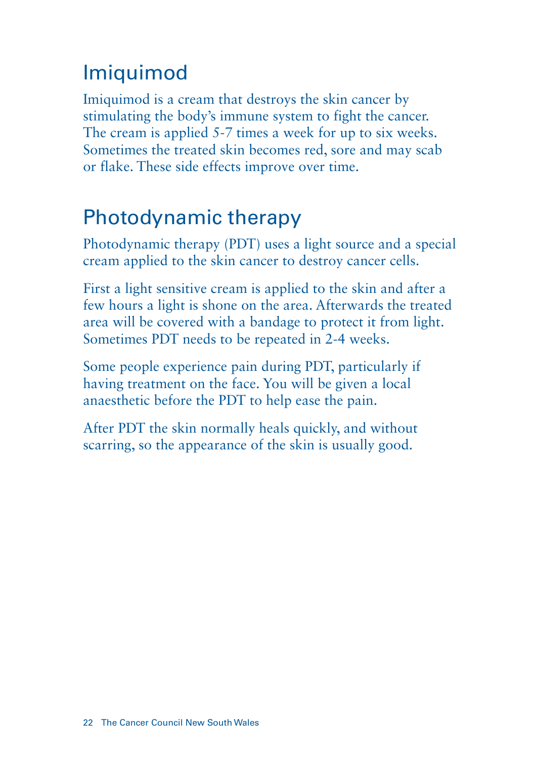## Imiquimod

Imiquimod is a cream that destroys the skin cancer by stimulating the body's immune system to fight the cancer. The cream is applied 5-7 times a week for up to six weeks. Sometimes the treated skin becomes red, sore and may scab or flake. These side effects improve over time.

## Photodynamic therapy

Photodynamic therapy (PDT) uses a light source and a special cream applied to the skin cancer to destroy cancer cells.

First a light sensitive cream is applied to the skin and after a few hours a light is shone on the area. Afterwards the treated area will be covered with a bandage to protect it from light. Sometimes PDT needs to be repeated in 2-4 weeks.

Some people experience pain during PDT, particularly if having treatment on the face. You will be given a local anaesthetic before the PDT to help ease the pain.

After PDT the skin normally heals quickly, and without scarring, so the appearance of the skin is usually good.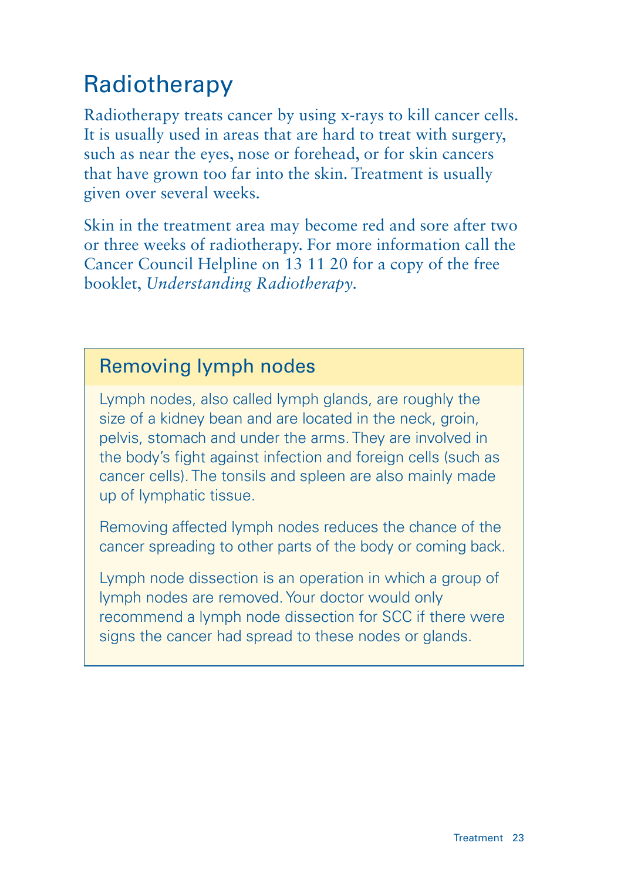## Radiotherapy

Radiotherapy treats cancer by using x-rays to kill cancer cells. It is usually used in areas that are hard to treat with surgery, such as near the eyes, nose or forehead, or for skin cancers that have grown too far into the skin. Treatment is usually given over several weeks.

Skin in the treatment area may become red and sore after two or three weeks of radiotherapy. For more information call the Cancer Council Helpline on 13 11 20 for a copy of the free booklet, *Understanding Radiotherapy*.

### Removing lymph nodes

Lymph nodes, also called lymph glands, are roughly the size of a kidney bean and are located in the neck, groin, pelvis, stomach and under the arms. They are involved in the body's fight against infection and foreign cells (such as cancer cells). The tonsils and spleen are also mainly made up of lymphatic tissue.

Removing affected lymph nodes reduces the chance of the cancer spreading to other parts of the body or coming back.

Lymph node dissection is an operation in which a group of lymph nodes are removed. Your doctor would only recommend a lymph node dissection for SCC if there were signs the cancer had spread to these nodes or glands.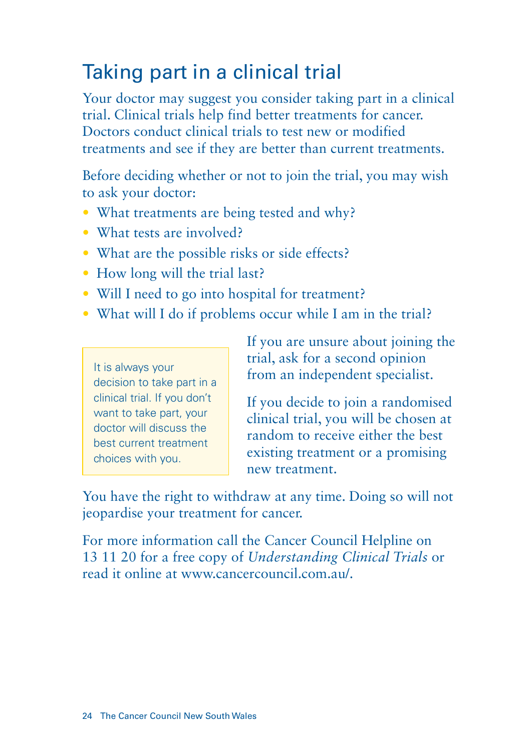## Taking part in a clinical trial

Your doctor may suggest you consider taking part in a clinical trial. Clinical trials help find better treatments for cancer. Doctors conduct clinical trials to test new or modified treatments and see if they are better than current treatments.

Before deciding whether or not to join the trial, you may wish to ask your doctor:

- What treatments are being tested and why?
- What tests are involved?
- What are the possible risks or side effects?
- How long will the trial last?
- Will I need to go into hospital for treatment?
- What will I do if problems occur while I am in the trial?

> It is always your decision to take part in a clinical trial. If you don't want to take part, your doctor will discuss the best current treatment choices with you.

If you are unsure about joining the trial, ask for a second opinion from an independent specialist.

If you decide to join a randomised clinical trial, you will be chosen at random to receive either the best existing treatment or a promising new treatment.

You have the right to withdraw at any time. Doing so will not jeopardise your treatment for cancer.

For more information call the Cancer Council Helpline on 13 11 20 for a free copy of *Understanding Clinical Trials* or read it online at www.cancercouncil.com.au/.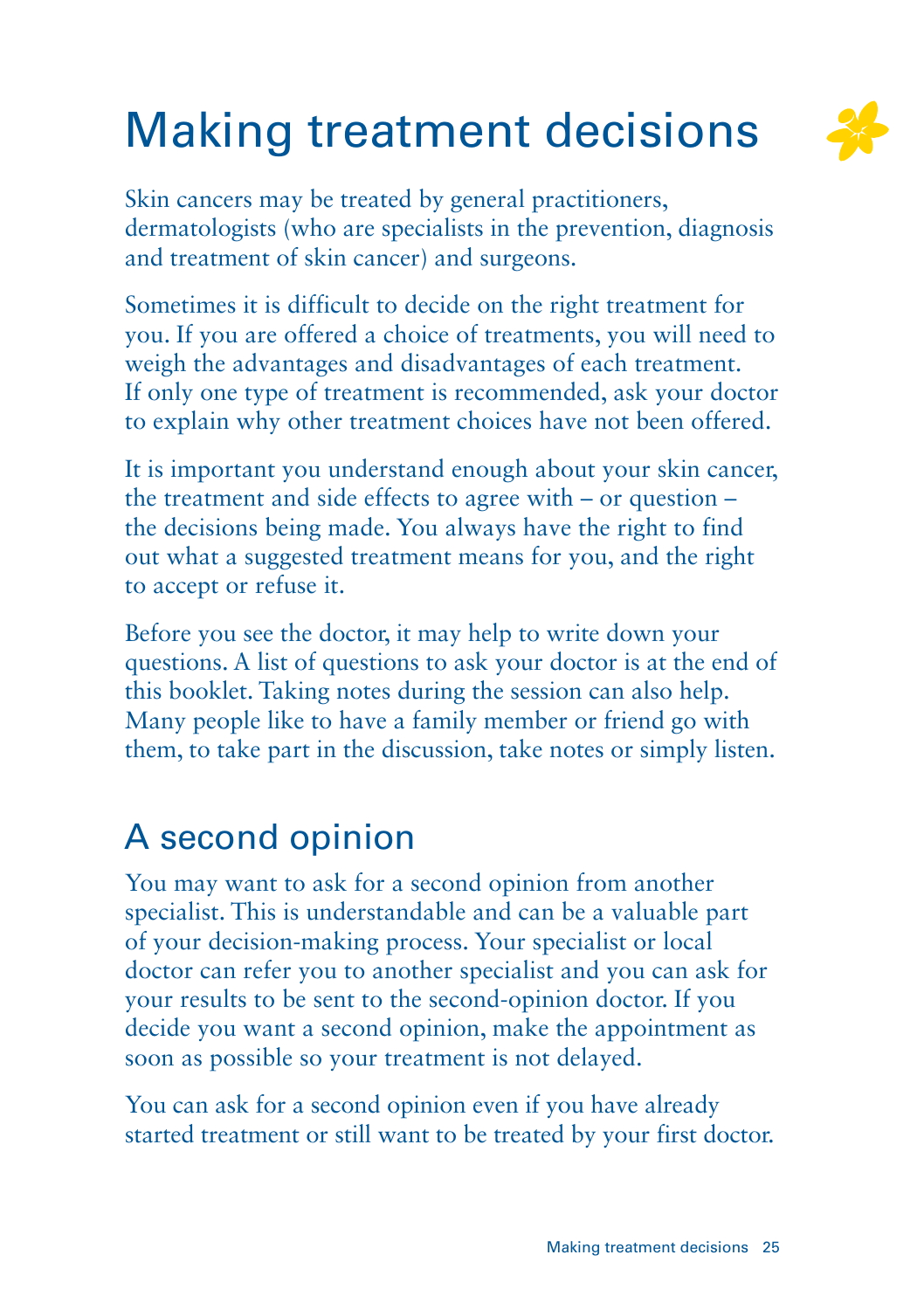# Making treatment decisions

Skin cancers may be treated by general practitioners, dermatologists (who are specialists in the prevention, diagnosis and treatment of skin cancer) and surgeons.

Sometimes it is difficult to decide on the right treatment for you. If you are offered a choice of treatments, you will need to weigh the advantages and disadvantages of each treatment. If only one type of treatment is recommended, ask your doctor to explain why other treatment choices have not been offered.

It is important you understand enough about your skin cancer, the treatment and side effects to agree with – or question – the decisions being made. You always have the right to find out what a suggested treatment means for you, and the right to accept or refuse it.

Before you see the doctor, it may help to write down your questions. A list of questions to ask your doctor is at the end of this booklet. Taking notes during the session can also help. Many people like to have a family member or friend go with them, to take part in the discussion, take notes or simply listen.

## A second opinion

You may want to ask for a second opinion from another specialist. This is understandable and can be a valuable part of your decision-making process. Your specialist or local doctor can refer you to another specialist and you can ask for your results to be sent to the second-opinion doctor. If you decide you want a second opinion, make the appointment as soon as possible so your treatment is not delayed.

You can ask for a second opinion even if you have already started treatment or still want to be treated by your first doctor.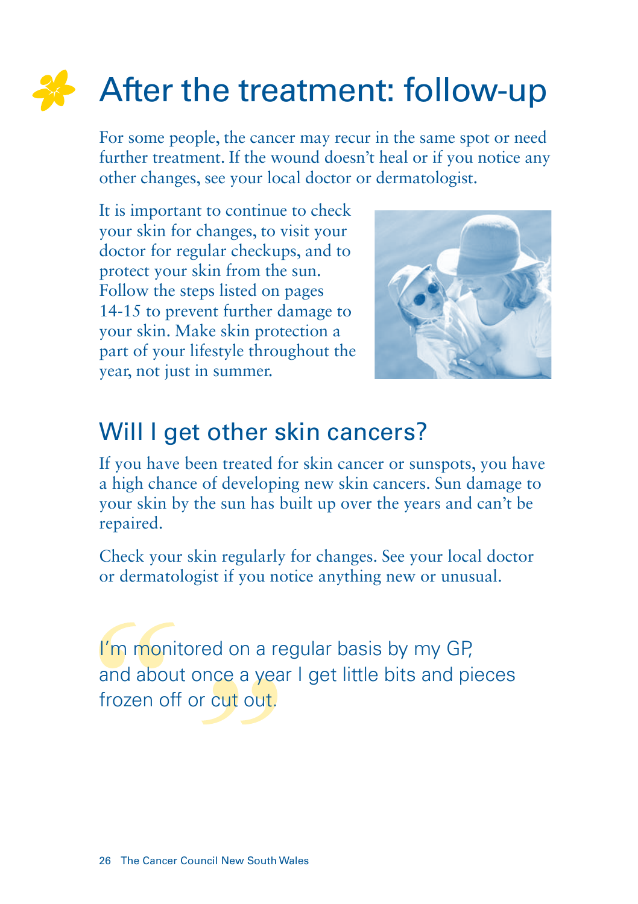# After the treatment: follow-up

For some people, the cancer may recur in the same spot or need further treatment. If the wound doesn't heal or if you notice any other changes, see your local doctor or dermatologist.

It is important to continue to check your skin for changes, to visit your doctor for regular checkups, and to protect your skin from the sun. Follow the steps listed on pages 14-15 to prevent further damage to your skin. Make skin protection a part of your lifestyle throughout the year, not just in summer.

## Will I get other skin cancers?

If you have been treated for skin cancer or sunspots, you have a high chance of developing new skin cancers. Sun damage to your skin by the sun has built up over the years and can't be repaired.

Check your skin regularly for changes. See your local doctor or dermatologist if you notice anything new or unusual.

> "I'm monitored on a regular basis by my GP, and about once a year I get little bits and pieces frozen off or cut out."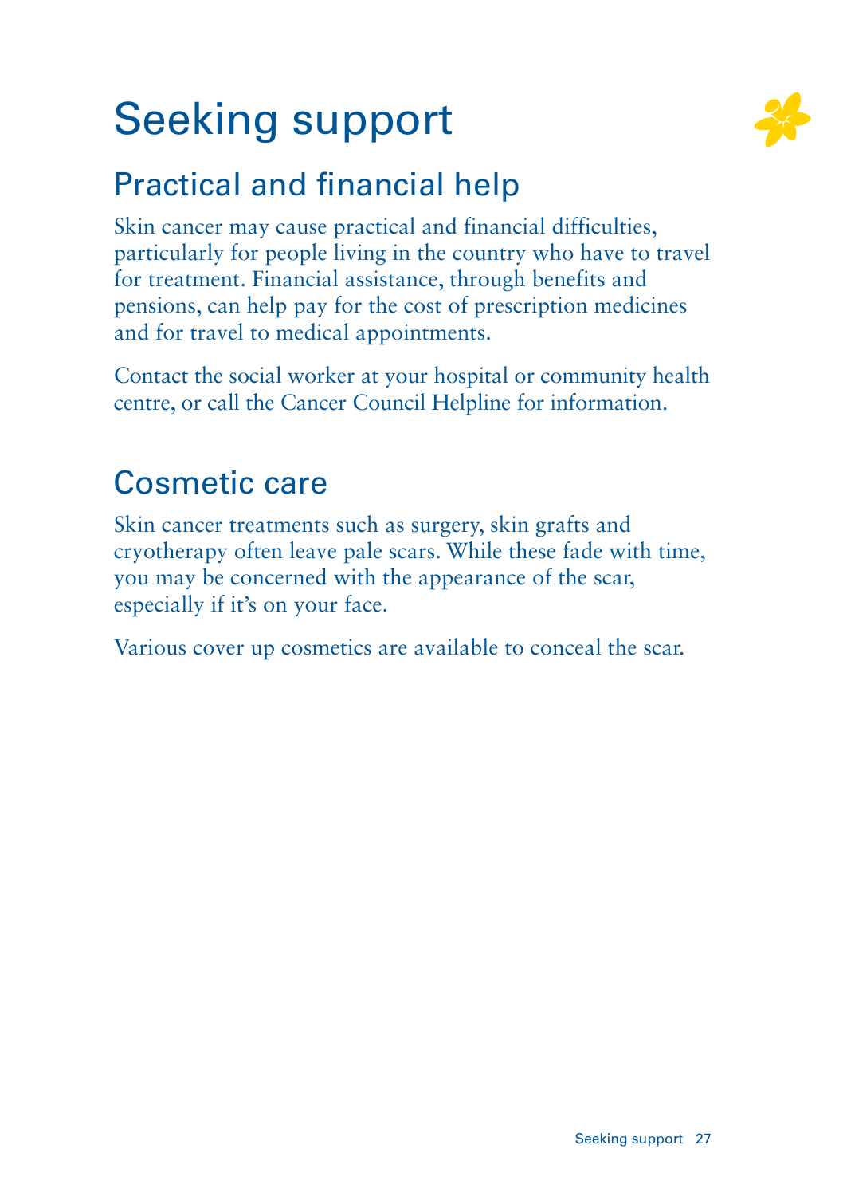# Seeking support

## Practical and financial help

Skin cancer may cause practical and financial difficulties, particularly for people living in the country who have to travel for treatment. Financial assistance, through benefits and pensions, can help pay for the cost of prescription medicines and for travel to medical appointments.

Contact the social worker at your hospital or community health centre, or call the Cancer Council Helpline for information.

## Cosmetic care

Skin cancer treatments such as surgery, skin grafts and cryotherapy often leave pale scars. While these fade with time, you may be concerned with the appearance of the scar, especially if it's on your face.

Various cover up cosmetics are available to conceal the scar.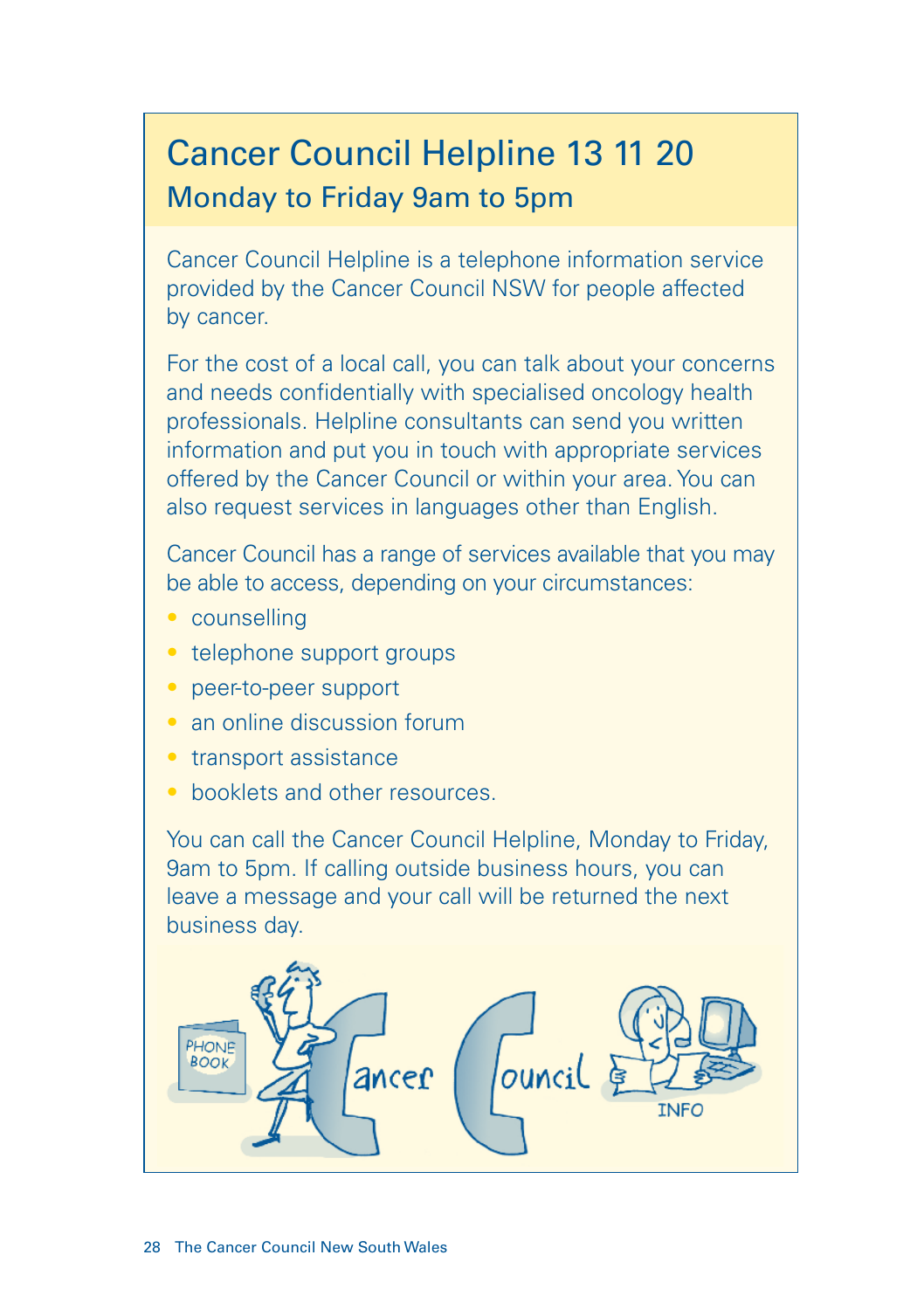# Cancer Council Helpline 13 11 20

## Monday to Friday 9am to 5pm

Cancer Council Helpline is a telephone information service provided by the Cancer Council NSW for people affected by cancer.

For the cost of a local call, you can talk about your concerns and needs confidentially with specialised oncology health professionals. Helpline consultants can send you written information and put you in touch with appropriate services offered by the Cancer Council or within your area. You can also request services in languages other than English.

Cancer Council has a range of services available that you may be able to access, depending on your circumstances:

- counselling
- telephone support groups
- peer-to-peer support
- an online discussion forum
- transport assistance
- booklets and other resources.

You can call the Cancer Council Helpline, Monday to Friday, 9am to 5pm. If calling outside business hours, you can leave a message and your call will be returned the next business day.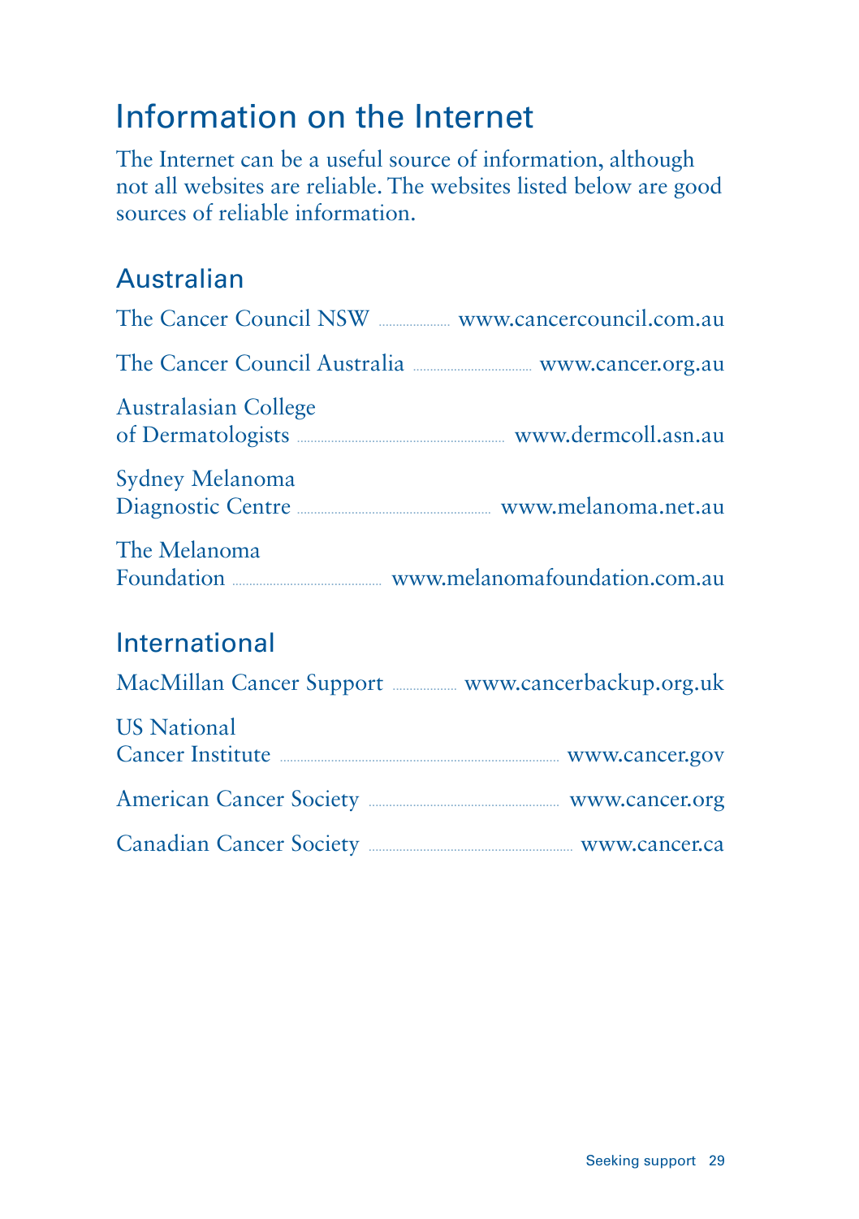# Information on the Internet

The Internet can be a useful source of information, although not all websites are reliable. The websites listed below are good sources of reliable information.

## Australian

The Cancer Council NSW .................... www.cancercouncil.com.au

The Cancer Council Australia .................... www.cancer.org.au

Australasian College of Dermatologists .................... www.dermcoll.asn.au

Sydney Melanoma Diagnostic Centre .................... www.melanoma.net.au

The Melanoma Foundation .................... www.melanomafoundation.com.au

## International

MacMillan Cancer Support .................... www.cancerbackup.org.uk

US National Cancer Institute .................... www.cancer.gov

American Cancer Society .................... www.cancer.org

Canadian Cancer Society .................... www.cancer.ca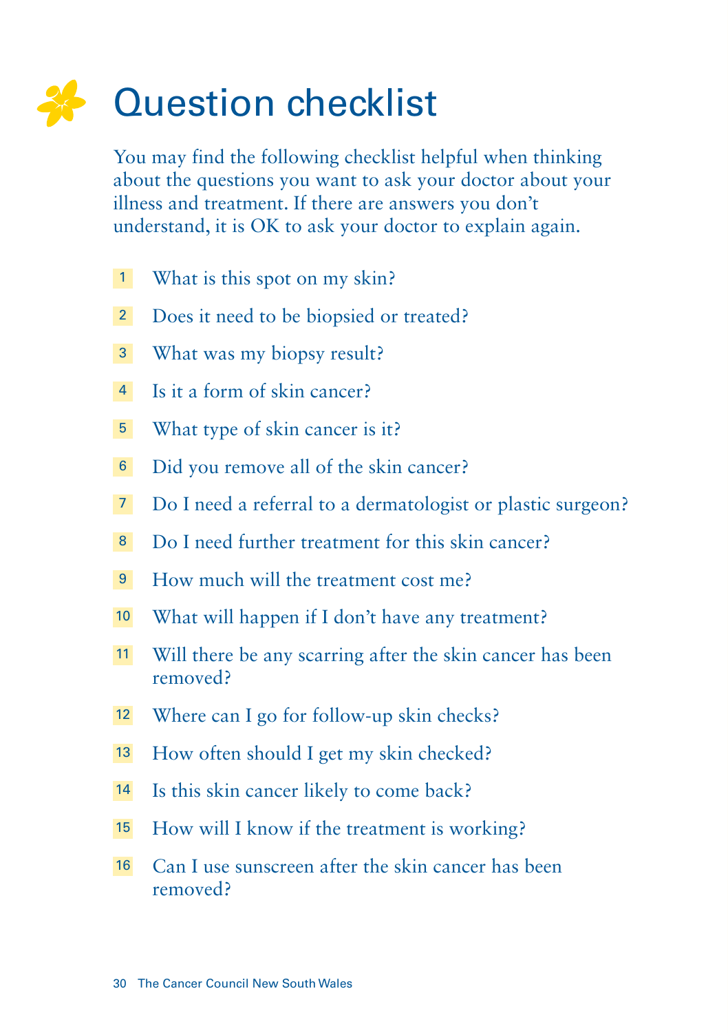# Question checklist

You may find the following checklist helpful when thinking about the questions you want to ask your doctor about your illness and treatment. If there are answers you don't understand, it is OK to ask your doctor to explain again.

1. What is this spot on my skin?
2. Does it need to be biopsied or treated?
3. What was my biopsy result?
4. Is it a form of skin cancer?
5. What type of skin cancer is it?
6. Did you remove all of the skin cancer?
7. Do I need a referral to a dermatologist or plastic surgeon?
8. Do I need further treatment for this skin cancer?
9. How much will the treatment cost me?
10. What will happen if I don't have any treatment?
11. Will there be any scarring after the skin cancer has been removed?
12. Where can I go for follow-up skin checks?
13. How often should I get my skin checked?
14. Is this skin cancer likely to come back?
15. How will I know if the treatment is working?
16. Can I use sunscreen after the skin cancer has been removed?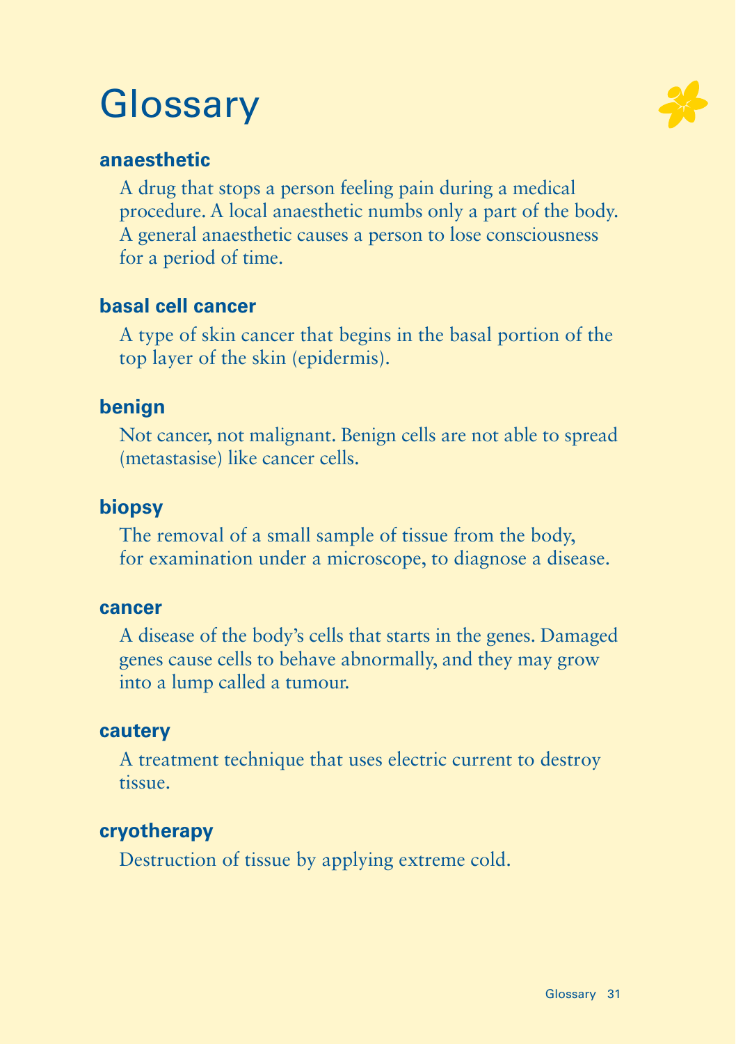# Glossary

### anaesthetic

A drug that stops a person feeling pain during a medical procedure. A local anaesthetic numbs only a part of the body. A general anaesthetic causes a person to lose consciousness for a period of time.

### basal cell cancer

A type of skin cancer that begins in the basal portion of the top layer of the skin (epidermis).

### benign

Not cancer, not malignant. Benign cells are not able to spread (metastasise) like cancer cells.

### biopsy

The removal of a small sample of tissue from the body, for examination under a microscope, to diagnose a disease.

### cancer

A disease of the body's cells that starts in the genes. Damaged genes cause cells to behave abnormally, and they may grow into a lump called a tumour.

### cautery

A treatment technique that uses electric current to destroy tissue.

### cryotherapy

Destruction of tissue by applying extreme cold.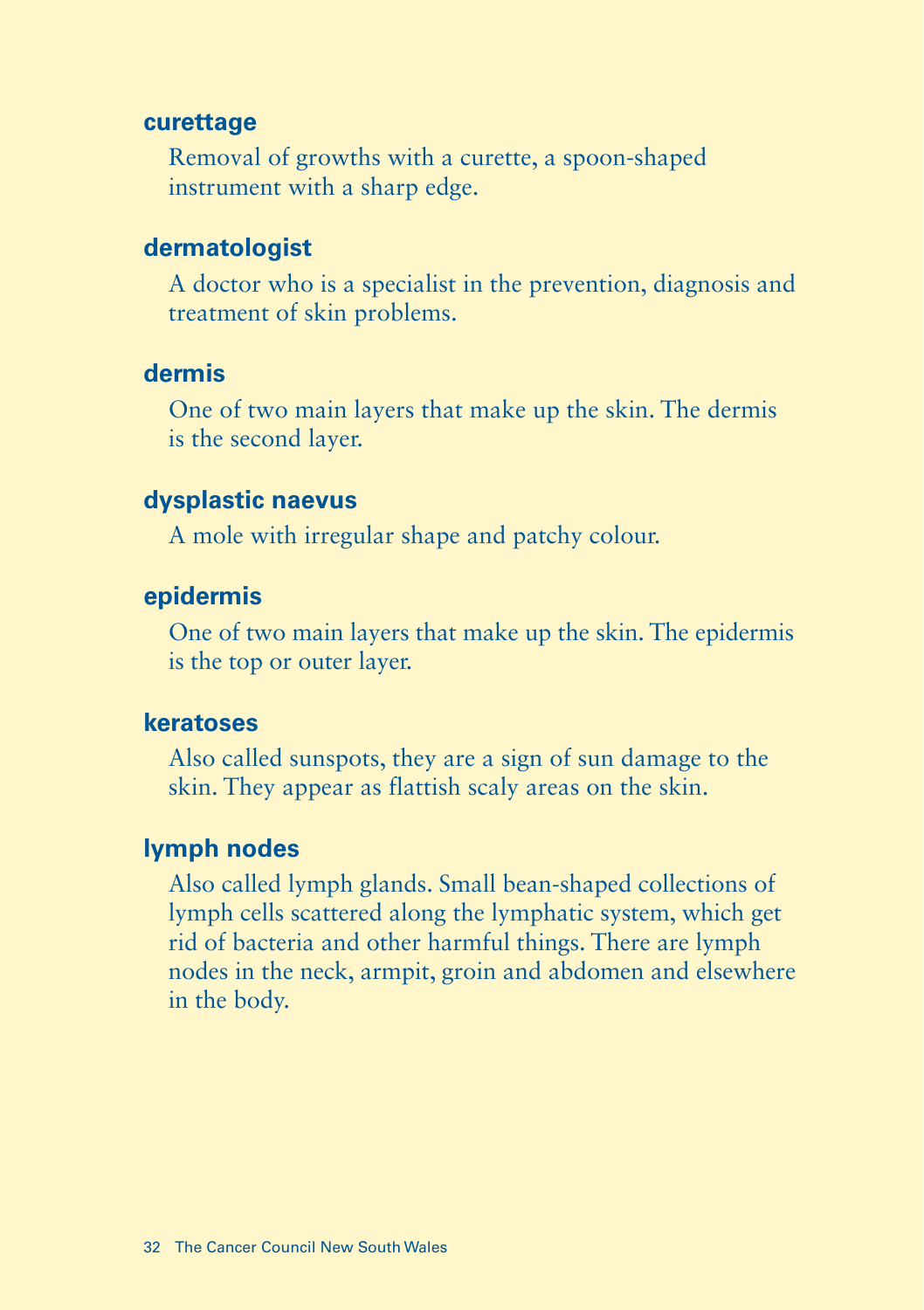### curettage

Removal of growths with a curette, a spoon-shaped instrument with a sharp edge.

### dermatologist

A doctor who is a specialist in the prevention, diagnosis and treatment of skin problems.

### dermis

One of two main layers that make up the skin. The dermis is the second layer.

### dysplastic naevus

A mole with irregular shape and patchy colour.

### epidermis

One of two main layers that make up the skin. The epidermis is the top or outer layer.

### keratoses

Also called sunspots, they are a sign of sun damage to the skin. They appear as flattish scaly areas on the skin.

### lymph nodes

Also called lymph glands. Small bean-shaped collections of lymph cells scattered along the lymphatic system, which get rid of bacteria and other harmful things. There are lymph nodes in the neck, armpit, groin and abdomen and elsewhere in the body.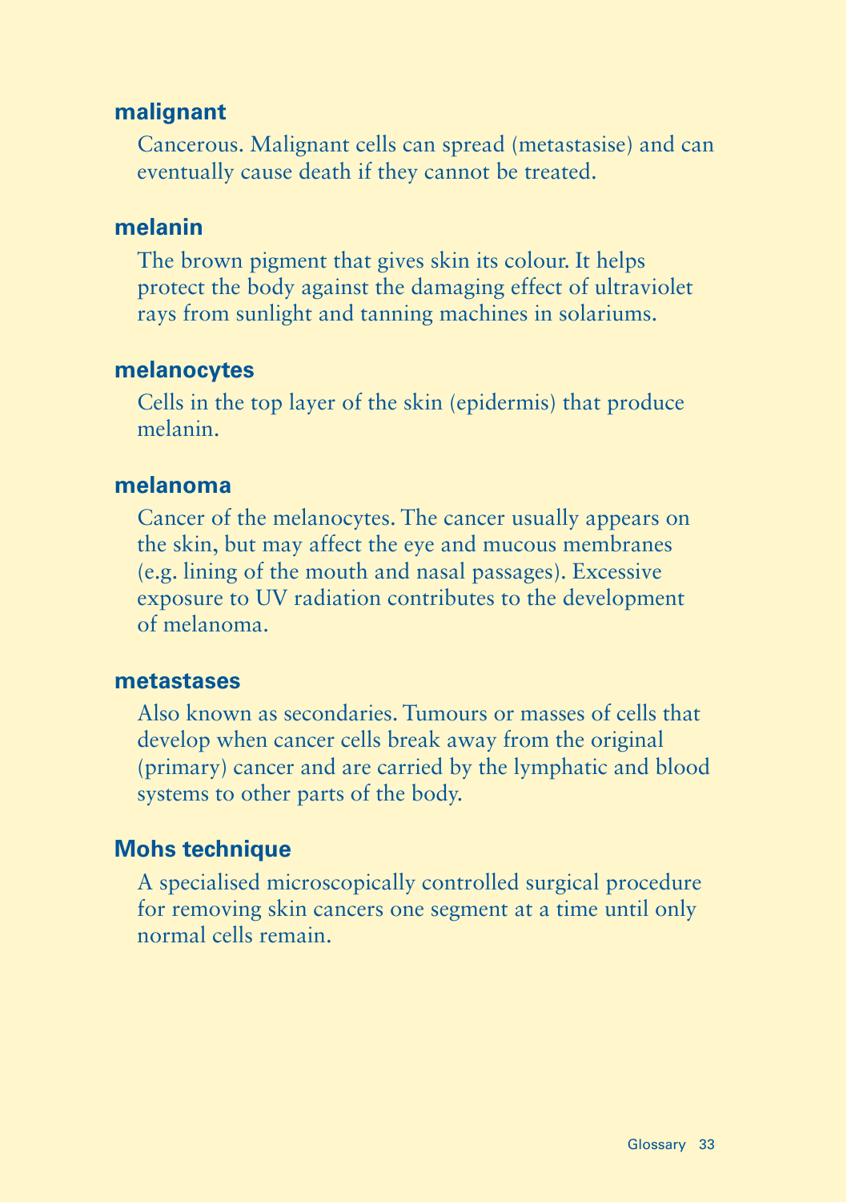**malignant**

Cancerous. Malignant cells can spread (metastasise) and can eventually cause death if they cannot be treated.

**melanin**

The brown pigment that gives skin its colour. It helps protect the body against the damaging effect of ultraviolet rays from sunlight and tanning machines in solariums.

**melanocytes**

Cells in the top layer of the skin (epidermis) that produce melanin.

**melanoma**

Cancer of the melanocytes. The cancer usually appears on the skin, but may affect the eye and mucous membranes (e.g. lining of the mouth and nasal passages). Excessive exposure to UV radiation contributes to the development of melanoma.

**metastases**

Also known as secondaries. Tumours or masses of cells that develop when cancer cells break away from the original (primary) cancer and are carried by the lymphatic and blood systems to other parts of the body.

**Mohs technique**

A specialised microscopically controlled surgical procedure for removing skin cancers one segment at a time until only normal cells remain.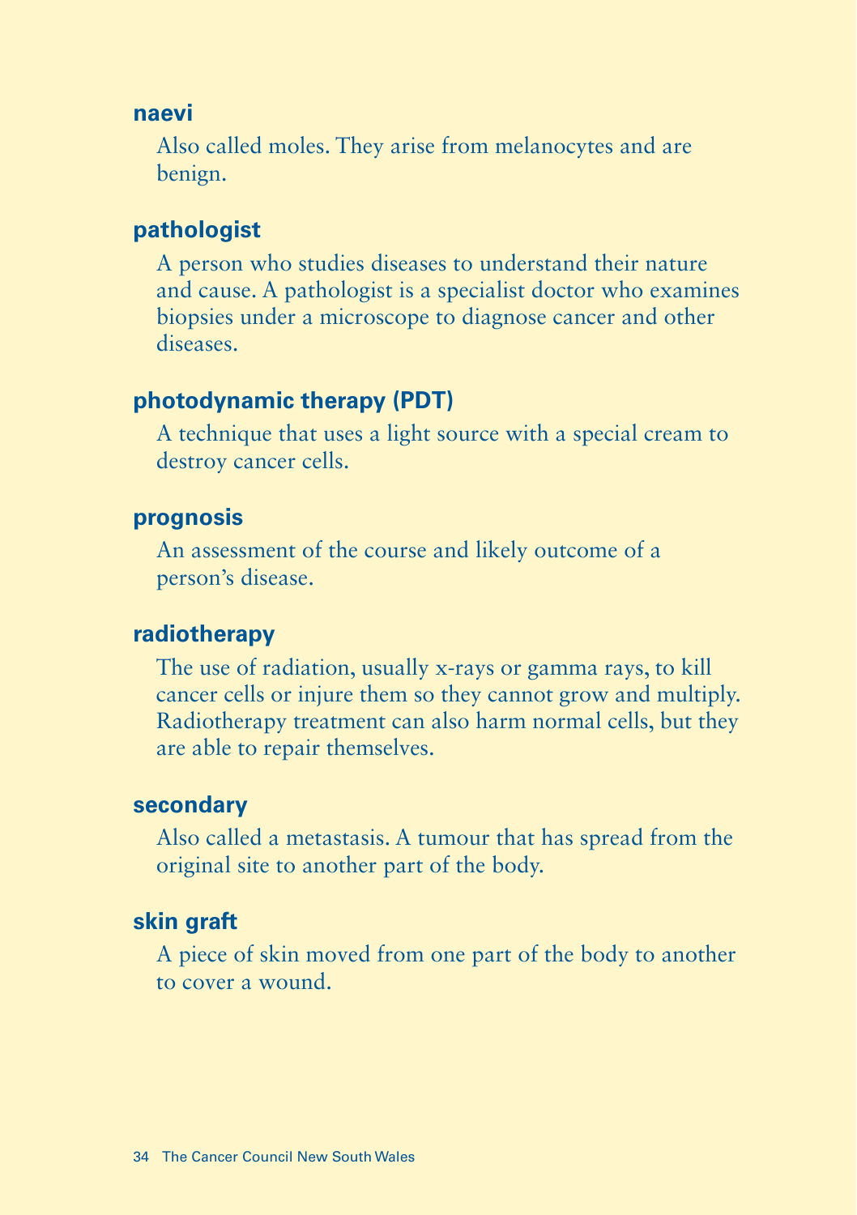**naevi**

Also called moles. They arise from melanocytes and are benign.

**pathologist**

A person who studies diseases to understand their nature and cause. A pathologist is a specialist doctor who examines biopsies under a microscope to diagnose cancer and other diseases.

**photodynamic therapy (PDT)**

A technique that uses a light source with a special cream to destroy cancer cells.

**prognosis**

An assessment of the course and likely outcome of a person's disease.

**radiotherapy**

The use of radiation, usually x-rays or gamma rays, to kill cancer cells or injure them so they cannot grow and multiply. Radiotherapy treatment can also harm normal cells, but they are able to repair themselves.

**secondary**

Also called a metastasis. A tumour that has spread from the original site to another part of the body.

**skin graft**

A piece of skin moved from one part of the body to another to cover a wound.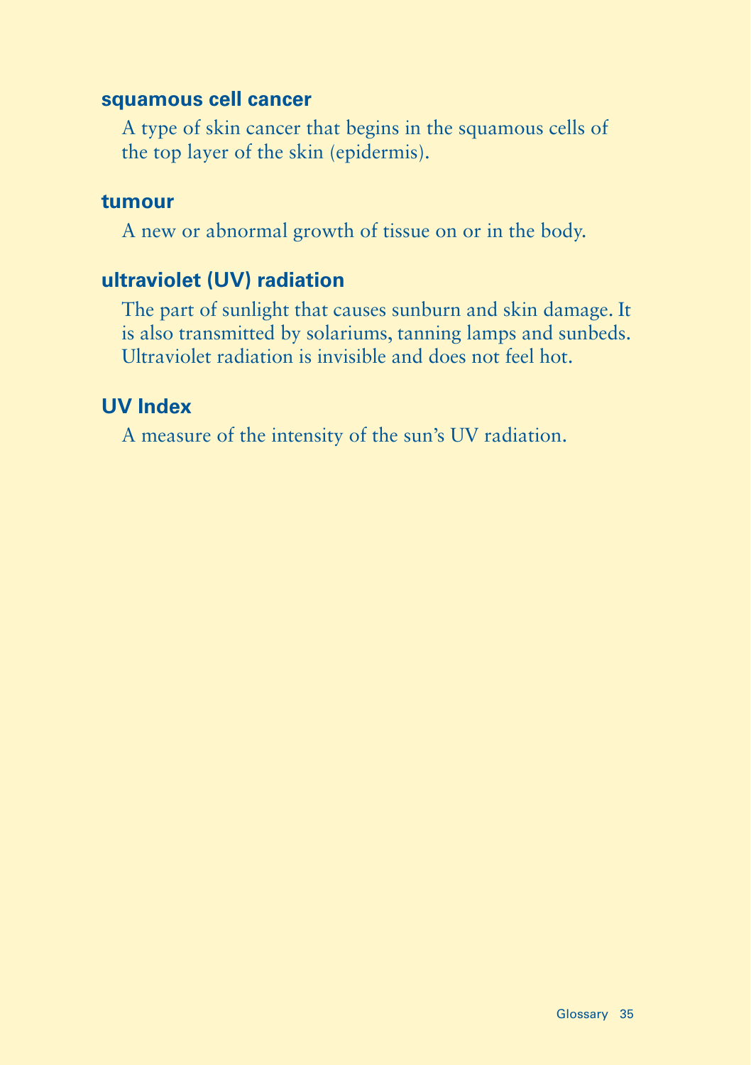### squamous cell cancer

A type of skin cancer that begins in the squamous cells of the top layer of the skin (epidermis).

### tumour

A new or abnormal growth of tissue on or in the body.

### ultraviolet (UV) radiation

The part of sunlight that causes sunburn and skin damage. It is also transmitted by solariums, tanning lamps and sunbeds. Ultraviolet radiation is invisible and does not feel hot.

### UV Index

A measure of the intensity of the sun's UV radiation.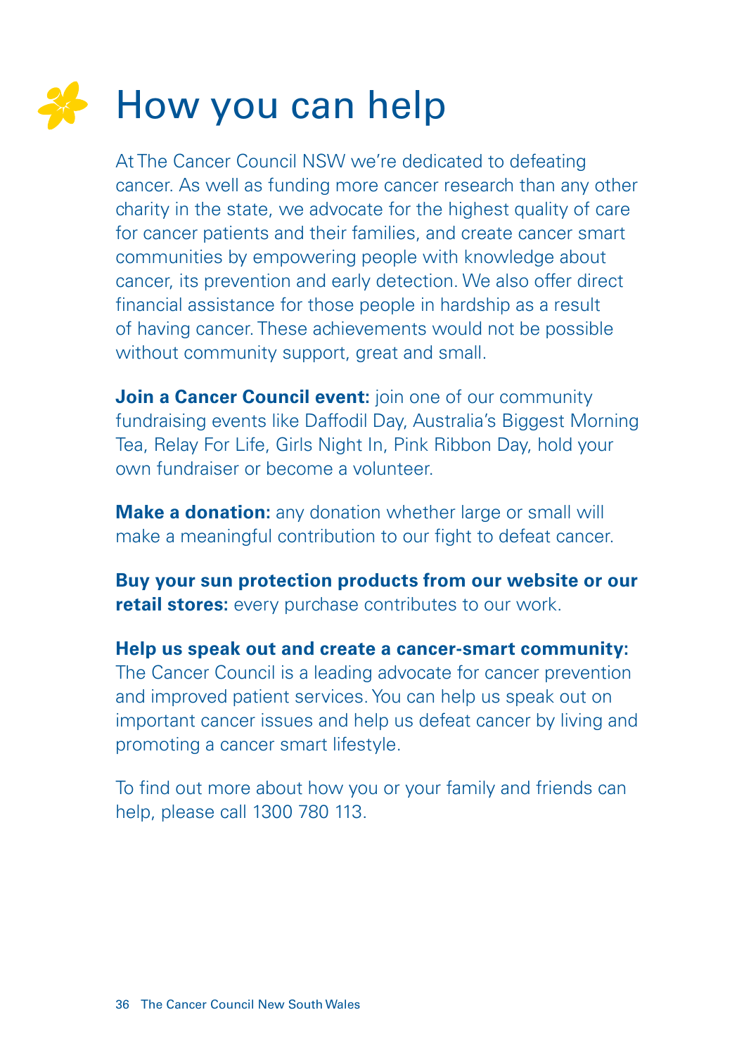# How you can help

At The Cancer Council NSW we're dedicated to defeating cancer. As well as funding more cancer research than any other charity in the state, we advocate for the highest quality of care for cancer patients and their families, and create cancer smart communities by empowering people with knowledge about cancer, its prevention and early detection. We also offer direct financial assistance for those people in hardship as a result of having cancer. These achievements would not be possible without community support, great and small.

**Join a Cancer Council event:** join one of our community fundraising events like Daffodil Day, Australia's Biggest Morning Tea, Relay For Life, Girls Night In, Pink Ribbon Day, hold your own fundraiser or become a volunteer.

**Make a donation:** any donation whether large or small will make a meaningful contribution to our fight to defeat cancer.

**Buy your sun protection products from our website or our retail stores:** every purchase contributes to our work.

**Help us speak out and create a cancer-smart community:** The Cancer Council is a leading advocate for cancer prevention and improved patient services. You can help us speak out on important cancer issues and help us defeat cancer by living and promoting a cancer smart lifestyle.

To find out more about how you or your family and friends can help, please call 1300 780 113.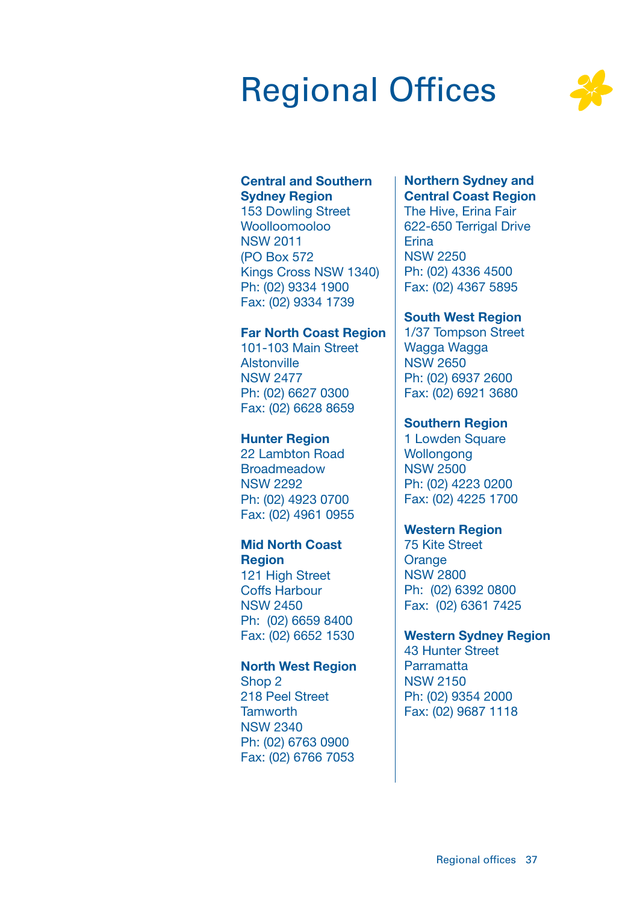# Regional Offices

**Central and Southern Sydney Region**
153 Dowling Street
Woolloomooloo
NSW 2011
(PO Box 572
Kings Cross NSW 1340)
Ph: (02) 9334 1900
Fax: (02) 9334 1739

**Far North Coast Region**
101-103 Main Street
Alstonville
NSW 2477
Ph: (02) 6627 0300
Fax: (02) 6628 8659

**Hunter Region**
22 Lambton Road
Broadmeadow
NSW 2292
Ph: (02) 4923 0700
Fax: (02) 4961 0955

**Mid North Coast Region**
121 High Street
Coffs Harbour
NSW 2450
Ph: (02) 6659 8400
Fax: (02) 6652 1530

**North West Region**
Shop 2
218 Peel Street
Tamworth
NSW 2340
Ph: (02) 6763 0900
Fax: (02) 6766 7053

**Northern Sydney and Central Coast Region**
The Hive, Erina Fair
622-650 Terrigal Drive
Erina
NSW 2250
Ph: (02) 4336 4500
Fax: (02) 4367 5895

**South West Region**
1/37 Tompson Street
Wagga Wagga
NSW 2650
Ph: (02) 6937 2600
Fax: (02) 6921 3680

**Southern Region**
1 Lowden Square
Wollongong
NSW 2500
Ph: (02) 4223 0200
Fax: (02) 4225 1700

**Western Region**
75 Kite Street
Orange
NSW 2800
Ph: (02) 6392 0800
Fax: (02) 6361 7425

**Western Sydney Region**
43 Hunter Street
Parramatta
NSW 2150
Ph: (02) 9354 2000
Fax: (02) 9687 1118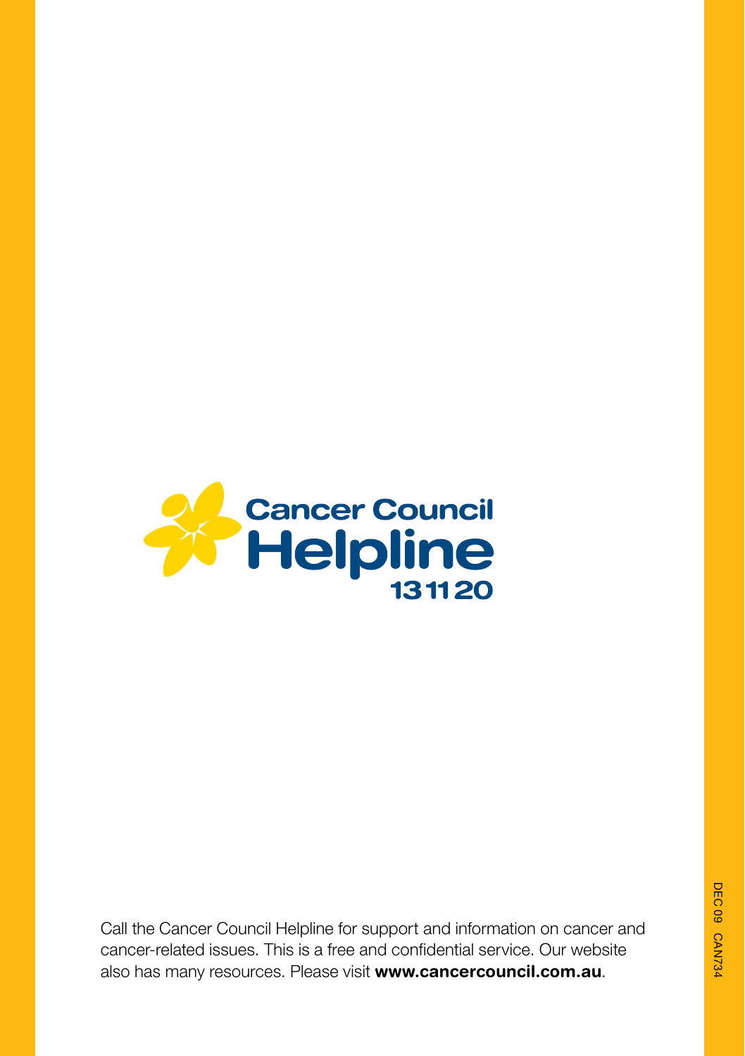Cancer Council
Helpline
13 11 20

Call the Cancer Council Helpline for support and information on cancer and cancer-related issues. This is a free and confidential service. Our website also has many resources. Please visit **www.cancercouncil.com.au**.

DEC 09 CAN734